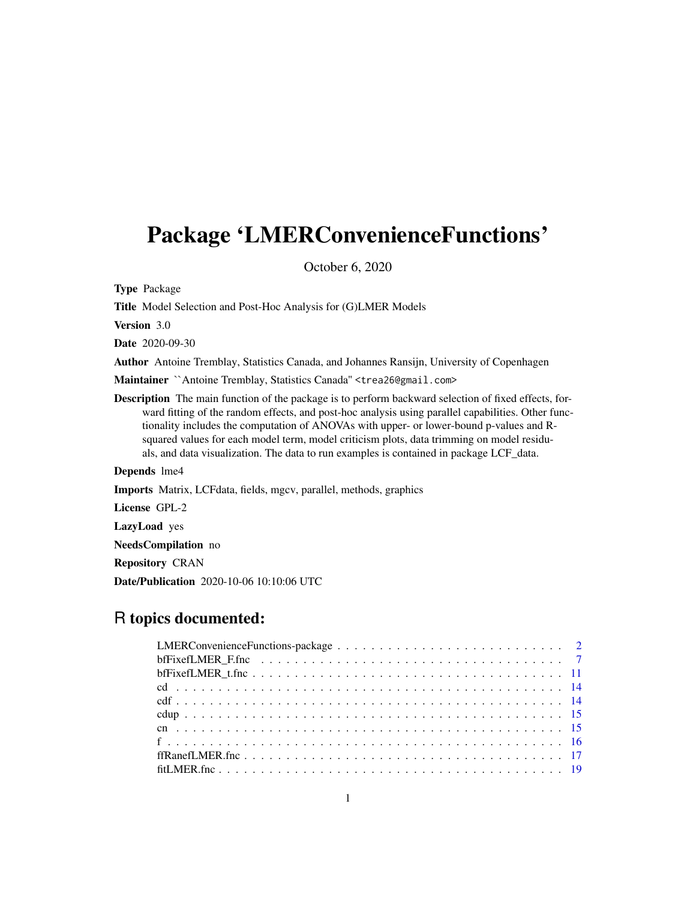# Package 'LMERConvenienceFunctions'

October 6, 2020

**Type** Package

**Title** Model Selection and Post-Hoc Analysis for (G)LMER Models

**Version** 3.0

**Date** 2020-09-30

**Author** Antoine Tremblay, Statistics Canada, and Johannes Ransijn, University of Copenhagen

**Maintainer** ``Antoine Tremblay, Statistics Canada'' <trea26@gmail.com>

**Description** The main function of the package is to perform backward selection of fixed effects, forward fitting of the random effects, and post-hoc analysis using parallel capabilities. Other functionality includes the computation of ANOVAs with upper- or lower-bound p-values and R-squared values for each model term, model criticism plots, data trimming on model residuals, and data visualization. The data to run examples is contained in package LCF_data.

**Depends** lme4

**Imports** Matrix, LCFdata, fields, mgcv, parallel, methods, graphics

**License** GPL-2

**LazyLoad** yes

**NeedsCompilation** no

**Repository** CRAN

**Date/Publication** 2020-10-06 10:10:06 UTC

## R topics documented:

- LMERConvenienceFunctions-package . . . . . . . . . . . . . . . . . . . . . . . . . . 2
- bfFixefLMER_F.fnc . . . . . . . . . . . . . . . . . . . . . . . . . . . . . . . . . . 7
- bfFixefLMER_t.fnc . . . . . . . . . . . . . . . . . . . . . . . . . . . . . . . . . . 11
- cd . . . . . . . . . . . . . . . . . . . . . . . . . . . . . . . . . . . . . . . . . . 14
- cdf . . . . . . . . . . . . . . . . . . . . . . . . . . . . . . . . . . . . . . . . . . 14
- cdup . . . . . . . . . . . . . . . . . . . . . . . . . . . . . . . . . . . . . . . . . 15
- cn . . . . . . . . . . . . . . . . . . . . . . . . . . . . . . . . . . . . . . . . . . 15
- f . . . . . . . . . . . . . . . . . . . . . . . . . . . . . . . . . . . . . . . . . . . 16
- ffRanefLMER.fnc . . . . . . . . . . . . . . . . . . . . . . . . . . . . . . . . . . . 17
- fitLMER.fnc . . . . . . . . . . . . . . . . . . . . . . . . . . . . . . . . . . . . . 19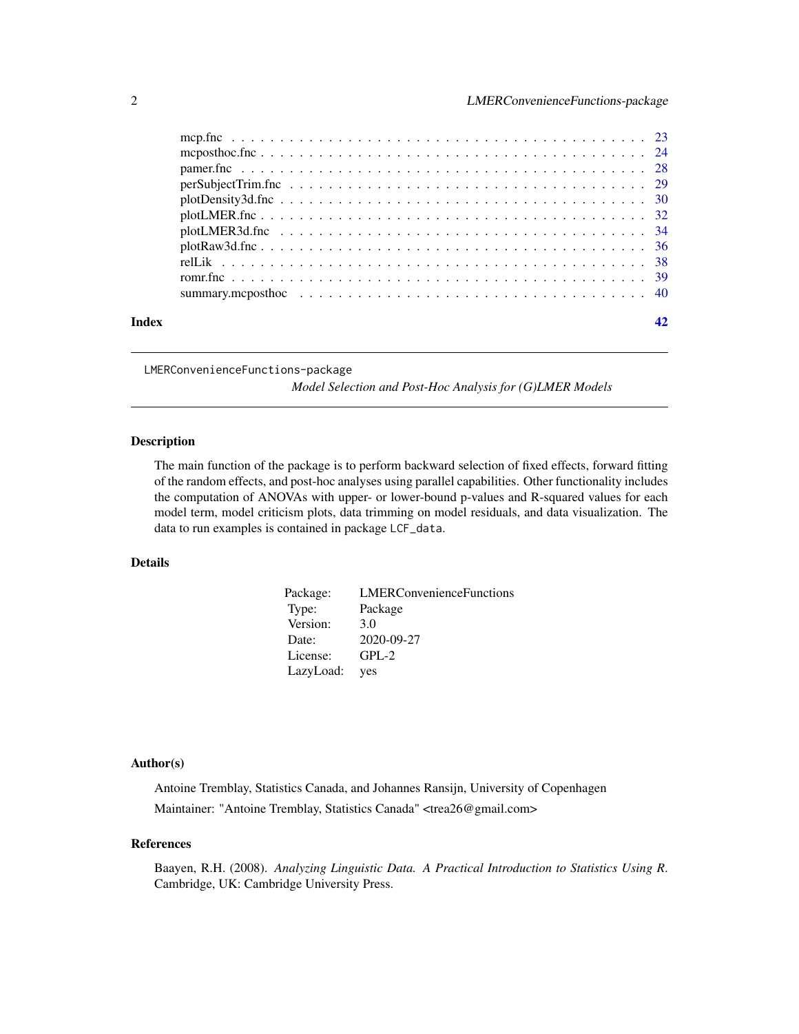| | |
|---|---|
| mcp.fnc | 23 |
| mcposthoc.fnc | 24 |
| pamer.fnc | 28 |
| perSubjectTrim.fnc | 29 |
| plotDensity3d.fnc | 30 |
| plotLMER.fnc | 32 |
| plotLMER3d.fnc | 34 |
| plotRaw3d.fnc | 36 |
| relLik | 38 |
| romr.fnc | 39 |
| summary.mcposthoc | 40 |

**Index** **42**

---

`LMERConvenienceFunctions-package`
*Model Selection and Post-Hoc Analysis for (G)LMER Models*

---

## Description

The main function of the package is to perform backward selection of fixed effects, forward fitting of the random effects, and post-hoc analyses using parallel capabilities. Other functionality includes the computation of ANOVAs with upper- or lower-bound p-values and R-squared values for each model term, model criticism plots, data trimming on model residuals, and data visualization. The data to run examples is contained in package `LCF_data`.

## Details

| | |
|---|---|
| Package: | LMERConvenienceFunctions |
| Type: | Package |
| Version: | 3.0 |
| Date: | 2020-09-27 |
| License: | GPL-2 |
| LazyLoad: | yes |

## Author(s)

Antoine Tremblay, Statistics Canada, and Johannes Ransijn, University of Copenhagen

Maintainer: "Antoine Tremblay, Statistics Canada" <trea26@gmail.com>

## References

Baayen, R.H. (2008). *Analyzing Linguistic Data. A Practical Introduction to Statistics Using R*. Cambridge, UK: Cambridge University Press.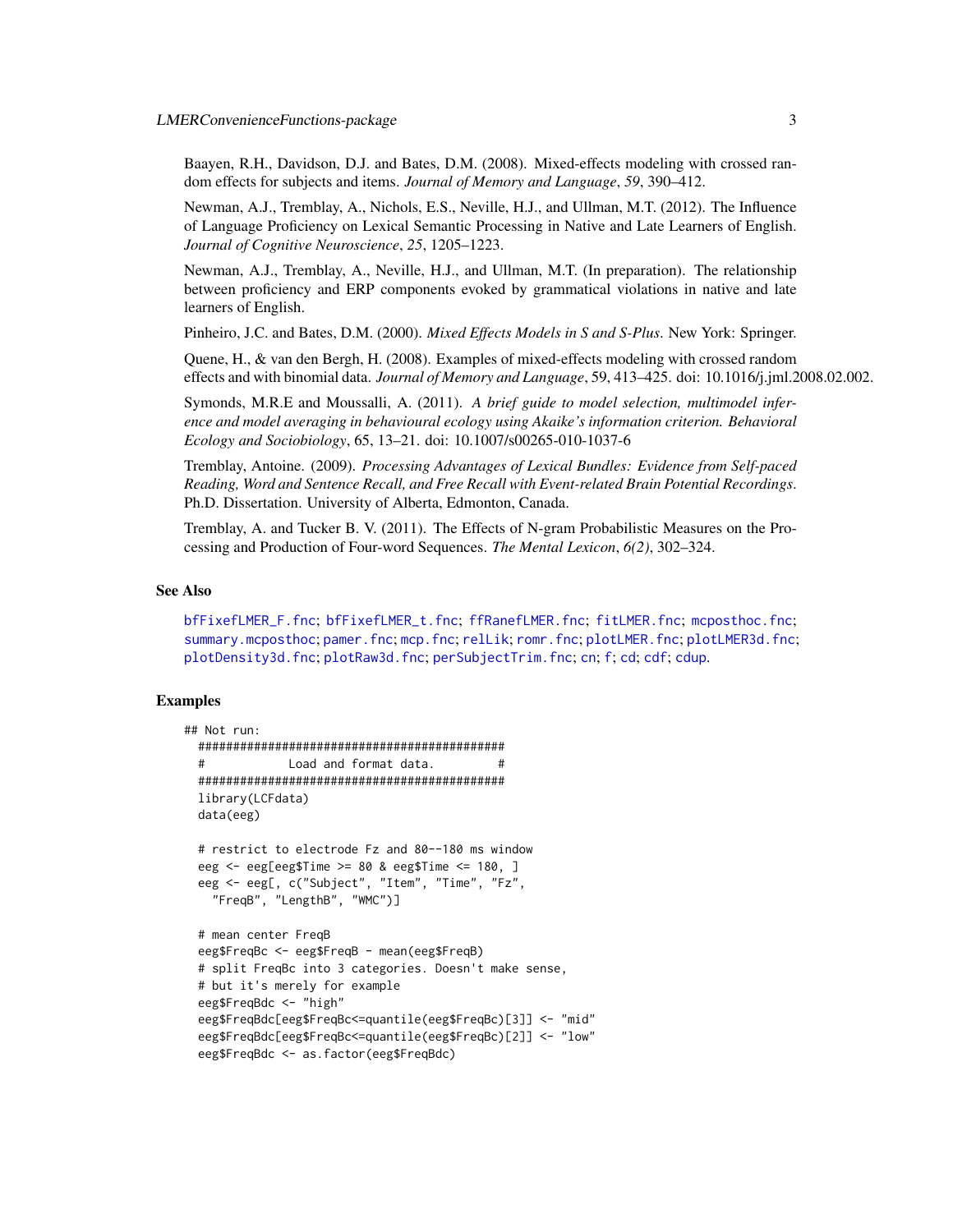Baayen, R.H., Davidson, D.J. and Bates, D.M. (2008). Mixed-effects modeling with crossed random effects for subjects and items. *Journal of Memory and Language*, *59*, 390–412.

Newman, A.J., Tremblay, A., Nichols, E.S., Neville, H.J., and Ullman, M.T. (2012). The Influence of Language Proficiency on Lexical Semantic Processing in Native and Late Learners of English. *Journal of Cognitive Neuroscience*, *25*, 1205–1223.

Newman, A.J., Tremblay, A., Neville, H.J., and Ullman, M.T. (In preparation). The relationship between proficiency and ERP components evoked by grammatical violations in native and late learners of English.

Pinheiro, J.C. and Bates, D.M. (2000). *Mixed Effects Models in S and S-Plus*. New York: Springer.

Quene, H., & van den Bergh, H. (2008). Examples of mixed-effects modeling with crossed random effects and with binomial data. *Journal of Memory and Language*, 59, 413–425. doi: 10.1016/j.jml.2008.02.002.

Symonds, M.R.E and Moussalli, A. (2011). *A brief guide to model selection, multimodel inference and model averaging in behavioural ecology using Akaike's information criterion. Behavioral Ecology and Sociobiology*, 65, 13–21. doi: 10.1007/s00265-010-1037-6

Tremblay, Antoine. (2009). *Processing Advantages of Lexical Bundles: Evidence from Self-paced Reading, Word and Sentence Recall, and Free Recall with Event-related Brain Potential Recordings*. Ph.D. Dissertation. University of Alberta, Edmonton, Canada.

Tremblay, A. and Tucker B. V. (2011). The Effects of N-gram Probabilistic Measures on the Processing and Production of Four-word Sequences. *The Mental Lexicon*, *6(2)*, 302–324.

## See Also

bfFixefLMER_F.fnc; bfFixefLMER_t.fnc; ffRanefLMER.fnc; fitLMER.fnc; mcposthoc.fnc; summary.mcposthoc; pamer.fnc; mcp.fnc; relLik; romr.fnc; plotLMER.fnc; plotLMER3d.fnc; plotDensity3d.fnc; plotRaw3d.fnc; perSubjectTrim.fnc; cn; f; cd; cdf; cdup.

## Examples

```
## Not run:
  #############################################
  #           Load and format data.           #
  #############################################
  library(LCFdata)
  data(eeg)

  # restrict to electrode Fz and 80--180 ms window
  eeg <- eeg[eeg$Time >= 80 & eeg$Time <= 180, ]
  eeg <- eeg[, c("Subject", "Item", "Time", "Fz",
    "FreqB", "LengthB", "WMC")]

  # mean center FreqB
  eeg$FreqBc <- eeg$FreqB - mean(eeg$FreqB)
  # split FreqBc into 3 categories. Doesn't make sense,
  # but it's merely for example
  eeg$FreqBdc <- "high"
  eeg$FreqBdc[eeg$FreqBc<=quantile(eeg$FreqBc)[3]] <- "mid"
  eeg$FreqBdc[eeg$FreqBc<=quantile(eeg$FreqBc)[2]] <- "low"
  eeg$FreqBdc <- as.factor(eeg$FreqBdc)
```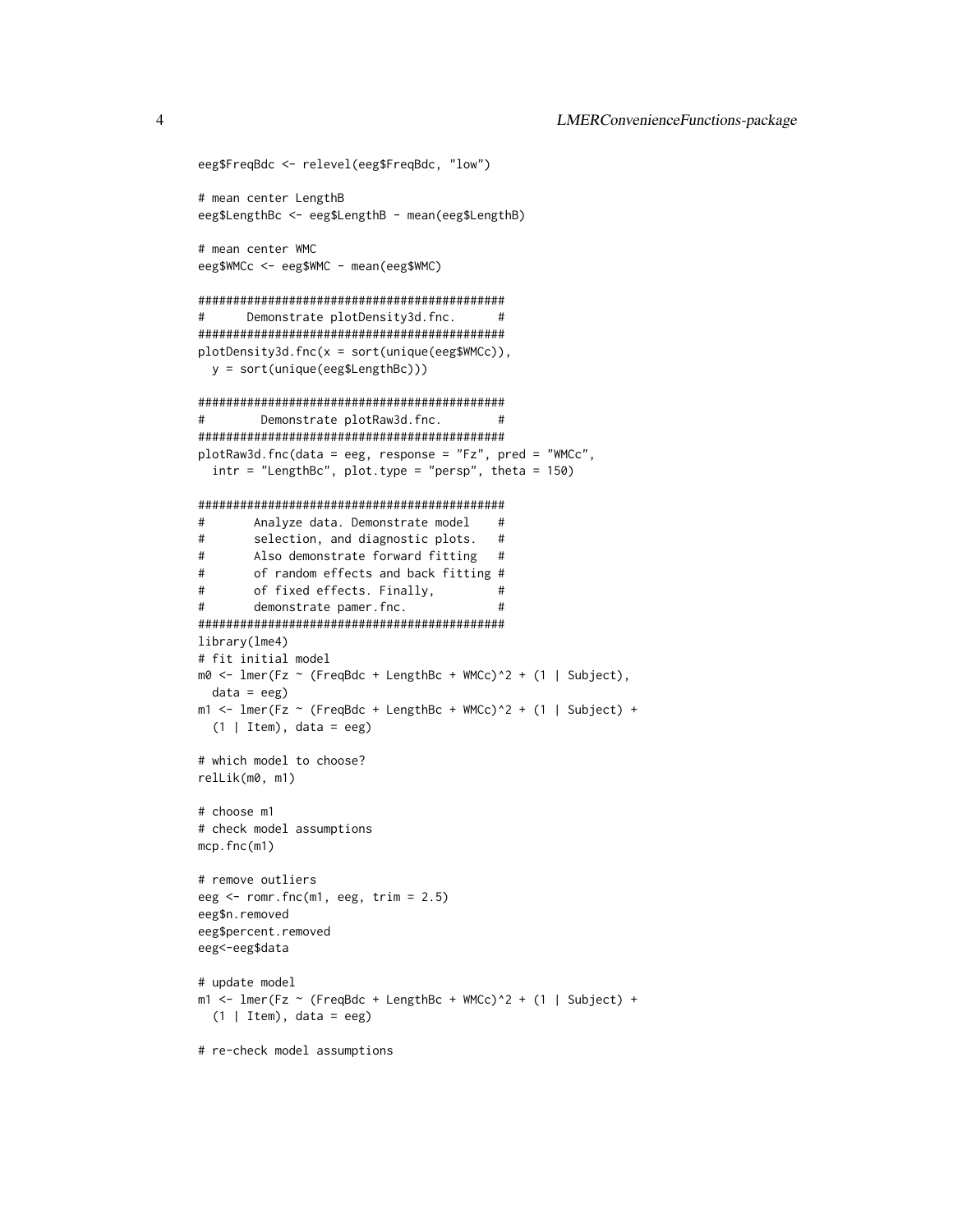```
eeg$FreqBdc <- relevel(eeg$FreqBdc, "low")

# mean center LengthB
eeg$LengthBc <- eeg$LengthB - mean(eeg$LengthB)

# mean center WMC
eeg$WMCc <- eeg$WMC - mean(eeg$WMC)

############################################
#      Demonstrate plotDensity3d.fnc.      #
############################################
plotDensity3d.fnc(x = sort(unique(eeg$WMCc)),
  y = sort(unique(eeg$LengthBc)))

############################################
#        Demonstrate plotRaw3d.fnc.        #
############################################
plotRaw3d.fnc(data = eeg, response = "Fz", pred = "WMCc",
  intr = "LengthBc", plot.type = "persp", theta = 150)

############################################
#       Analyze data. Demonstrate model    #
#       selection, and diagnostic plots.   #
#       Also demonstrate forward fitting   #
#       of random effects and back fitting #
#       of fixed effects. Finally,         #
#       demonstrate pamer.fnc.             #
############################################
library(lme4)
# fit initial model
m0 <- lmer(Fz ~ (FreqBdc + LengthBc + WMCc)^2 + (1 | Subject),
  data = eeg)
m1 <- lmer(Fz ~ (FreqBdc + LengthBc + WMCc)^2 + (1 | Subject) +
  (1 | Item), data = eeg)

# which model to choose?
relLik(m0, m1)

# choose m1
# check model assumptions
mcp.fnc(m1)

# remove outliers
eeg <- romr.fnc(m1, eeg, trim = 2.5)
eeg$n.removed
eeg$percent.removed
eeg<-eeg$data

# update model
m1 <- lmer(Fz ~ (FreqBdc + LengthBc + WMCc)^2 + (1 | Subject) +
  (1 | Item), data = eeg)

# re-check model assumptions
```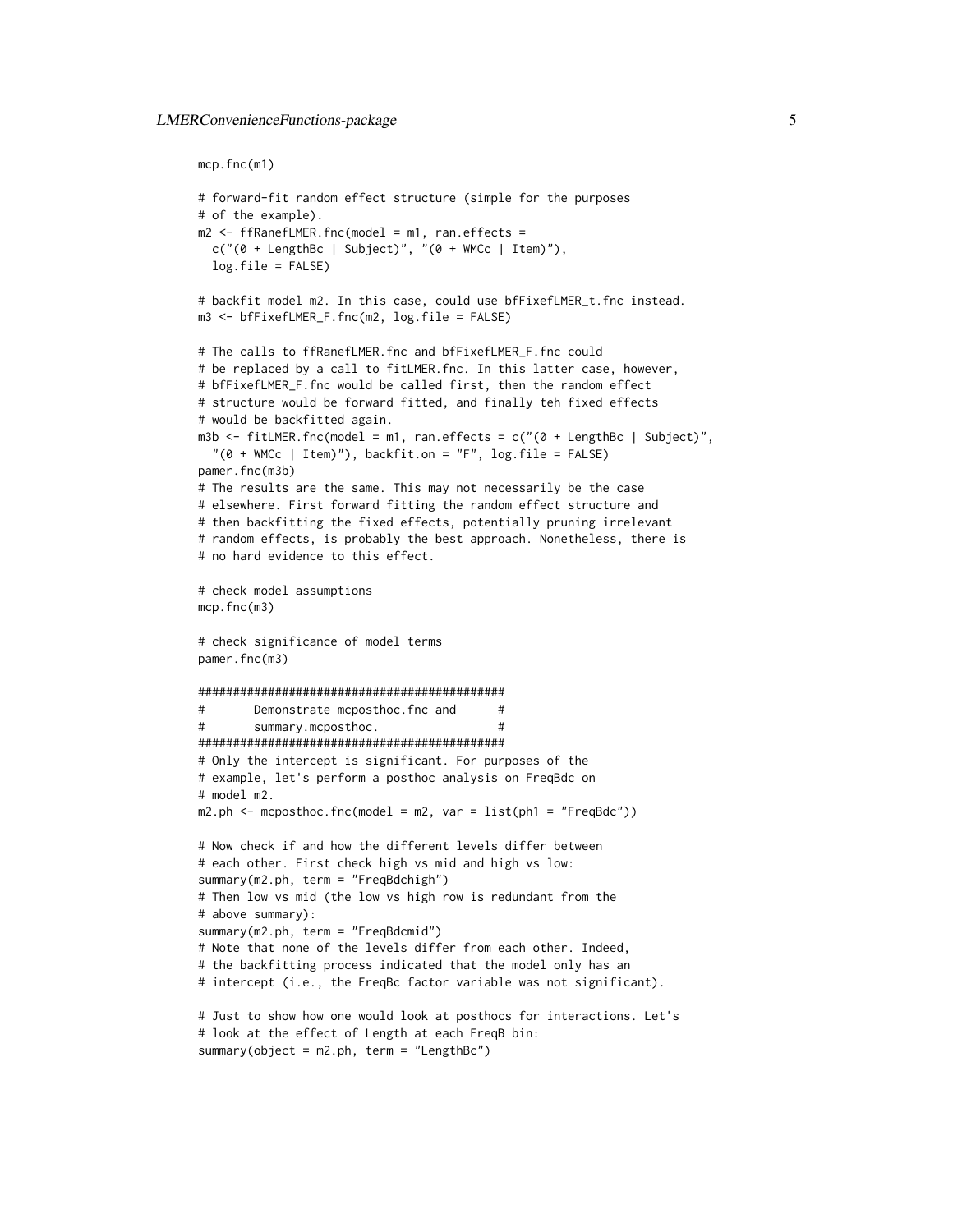```
mcp.fnc(m1)

# forward-fit random effect structure (simple for the purposes
# of the example).
m2 <- ffRanefLMER.fnc(model = m1, ran.effects =
  c("(0 + LengthBc | Subject)", "(0 + WMCc | Item)"),
  log.file = FALSE)

# backfit model m2. In this case, could use bfFixefLMER_t.fnc instead.
m3 <- bfFixefLMER_F.fnc(m2, log.file = FALSE)

# The calls to ffRanefLMER.fnc and bfFixefLMER_F.fnc could
# be replaced by a call to fitLMER.fnc. In this latter case, however,
# bfFixefLMER_F.fnc would be called first, then the random effect
# structure would be forward fitted, and finally teh fixed effects
# would be backfitted again.
m3b <- fitLMER.fnc(model = m1, ran.effects = c("(0 + LengthBc | Subject)",
  "(0 + WMCc | Item)"), backfit.on = "F", log.file = FALSE)
pamer.fnc(m3b)
# The results are the same. This may not necessarily be the case
# elsewhere. First forward fitting the random effect structure and
# then backfitting the fixed effects, potentially pruning irrelevant
# random effects, is probably the best approach. Nonetheless, there is
# no hard evidence to this effect.

# check model assumptions
mcp.fnc(m3)

# check significance of model terms
pamer.fnc(m3)

#############################################
#       Demonstrate mcposthoc.fnc and       #
#       summary.mcposthoc.                  #
#############################################
# Only the intercept is significant. For purposes of the
# example, let's perform a posthoc analysis on FreqBdc on
# model m2.
m2.ph <- mcposthoc.fnc(model = m2, var = list(ph1 = "FreqBdc"))

# Now check if and how the different levels differ between
# each other. First check high vs mid and high vs low:
summary(m2.ph, term = "FreqBdchigh")
# Then low vs mid (the low vs high row is redundant from the
# above summary):
summary(m2.ph, term = "FreqBdcmid")
# Note that none of the levels differ from each other. Indeed,
# the backfitting process indicated that the model only has an
# intercept (i.e., the FreqBc factor variable was not significant).

# Just to show how one would look at posthocs for interactions. Let's
# look at the effect of Length at each FreqB bin:
summary(object = m2.ph, term = "LengthBc")
```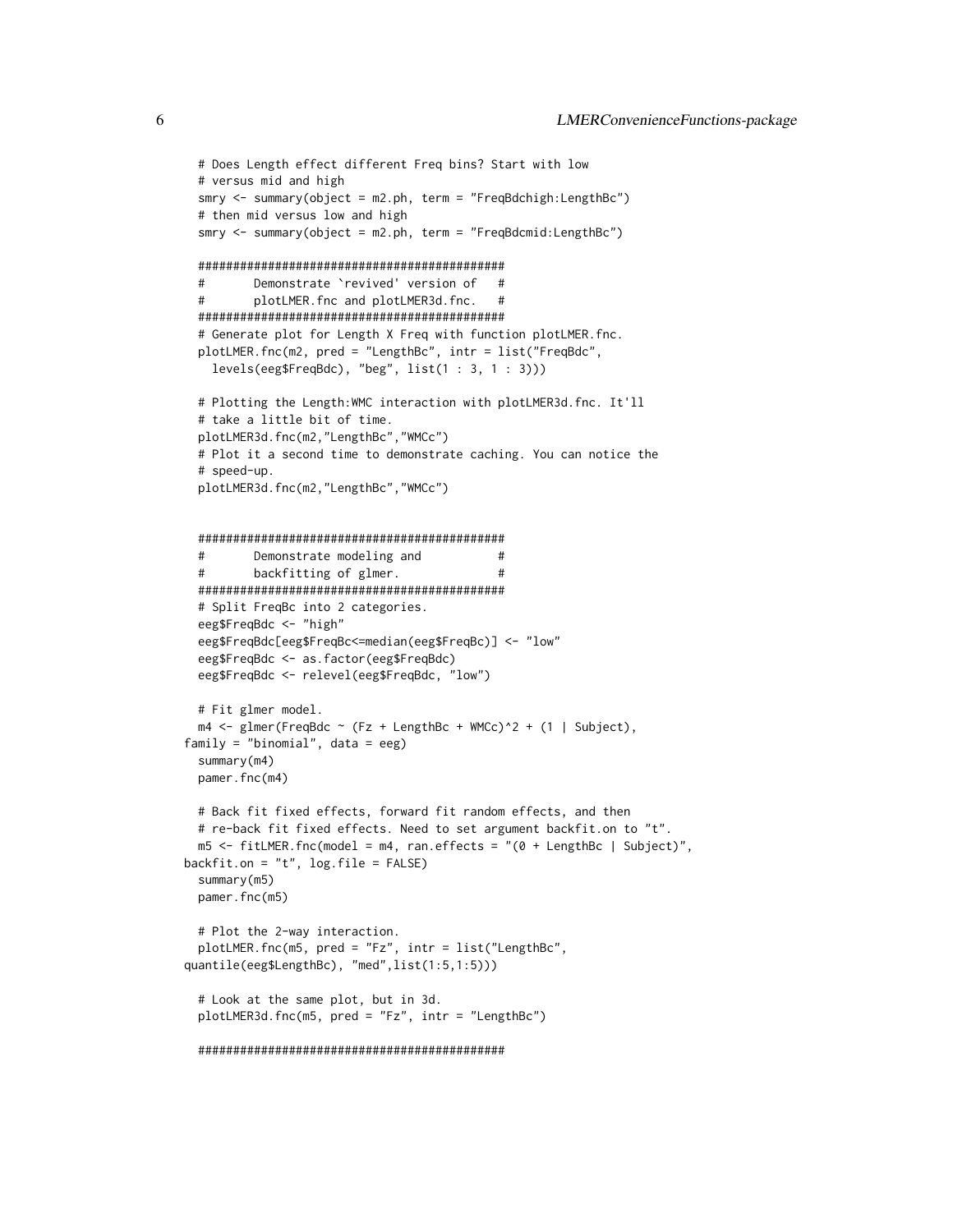```
  # Does Length effect different Freq bins? Start with low
  # versus mid and high
  smry <- summary(object = m2.ph, term = "FreqBdchigh:LengthBc")
  # then mid versus low and high
  smry <- summary(object = m2.ph, term = "FreqBdcmid:LengthBc")

  ############################################
  #       Demonstrate `revived' version of   #
  #       plotLMER.fnc and plotLMER3d.fnc.   #
  ############################################
  # Generate plot for Length X Freq with function plotLMER.fnc.
  plotLMER.fnc(m2, pred = "LengthBc", intr = list("FreqBdc",
    levels(eeg$FreqBdc), "beg", list(1 : 3, 1 : 3)))

  # Plotting the Length:WMC interaction with plotLMER3d.fnc. It'll
  # take a little bit of time.
  plotLMER3d.fnc(m2,"LengthBc","WMCc")
  # Plot it a second time to demonstrate caching. You can notice the
  # speed-up.
  plotLMER3d.fnc(m2,"LengthBc","WMCc")


  ############################################
  #       Demonstrate modeling and           #
  #       backfitting of glmer.              #
  ############################################
  # Split FreqBc into 2 categories.
  eeg$FreqBdc <- "high"
  eeg$FreqBdc[eeg$FreqBc<=median(eeg$FreqBc)] <- "low"
  eeg$FreqBdc <- as.factor(eeg$FreqBdc)
  eeg$FreqBdc <- relevel(eeg$FreqBdc, "low")

  # Fit glmer model.
  m4 <- glmer(FreqBdc ~ (Fz + LengthBc + WMCc)^2 + (1 | Subject),
family = "binomial", data = eeg)
  summary(m4)
  pamer.fnc(m4)

  # Back fit fixed effects, forward fit random effects, and then
  # re-back fit fixed effects. Need to set argument backfit.on to "t".
  m5 <- fitLMER.fnc(model = m4, ran.effects = "(0 + LengthBc | Subject)",
backfit.on = "t", log.file = FALSE)
  summary(m5)
  pamer.fnc(m5)

  # Plot the 2-way interaction.
  plotLMER.fnc(m5, pred = "Fz", intr = list("LengthBc",
quantile(eeg$LengthBc), "med",list(1:5,1:5)))

  # Look at the same plot, but in 3d.
  plotLMER3d.fnc(m5, pred = "Fz", intr = "LengthBc")

  ############################################
```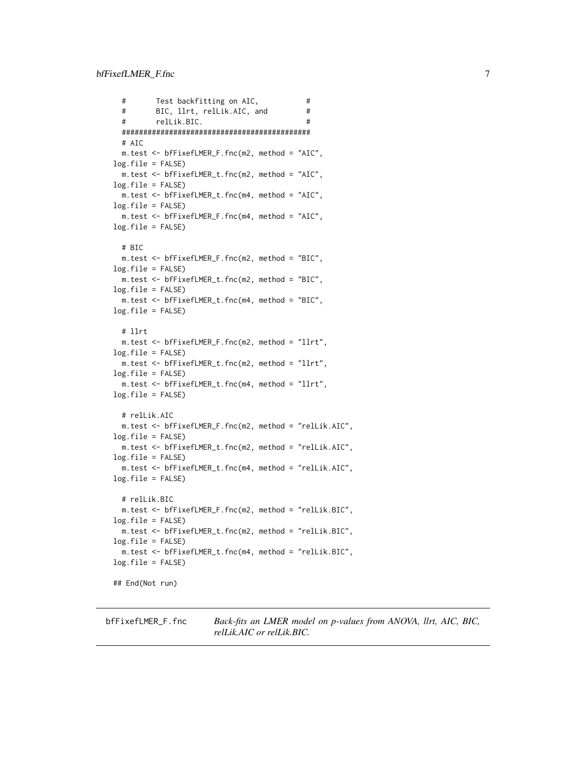```
  #       Test backfitting on AIC,          #
  #       BIC, llrt, relLik.AIC, and        #
  #       relLik.BIC.                       #
  ###########################################
  # AIC
  m.test <- bfFixefLMER_F.fnc(m2, method = "AIC",
log.file = FALSE)
  m.test <- bfFixefLMER_t.fnc(m2, method = "AIC",
log.file = FALSE)
  m.test <- bfFixefLMER_t.fnc(m4, method = "AIC",
log.file = FALSE)
  m.test <- bfFixefLMER_F.fnc(m4, method = "AIC",
log.file = FALSE)

  # BIC
  m.test <- bfFixefLMER_F.fnc(m2, method = "BIC",
log.file = FALSE)
  m.test <- bfFixefLMER_t.fnc(m2, method = "BIC",
log.file = FALSE)
  m.test <- bfFixefLMER_t.fnc(m4, method = "BIC",
log.file = FALSE)

  # llrt
  m.test <- bfFixefLMER_F.fnc(m2, method = "llrt",
log.file = FALSE)
  m.test <- bfFixefLMER_t.fnc(m2, method = "llrt",
log.file = FALSE)
  m.test <- bfFixefLMER_t.fnc(m4, method = "llrt",
log.file = FALSE)

  # relLik.AIC
  m.test <- bfFixefLMER_F.fnc(m2, method = "relLik.AIC",
log.file = FALSE)
  m.test <- bfFixefLMER_t.fnc(m2, method = "relLik.AIC",
log.file = FALSE)
  m.test <- bfFixefLMER_t.fnc(m4, method = "relLik.AIC",
log.file = FALSE)

  # relLik.BIC
  m.test <- bfFixefLMER_F.fnc(m2, method = "relLik.BIC",
log.file = FALSE)
  m.test <- bfFixefLMER_t.fnc(m2, method = "relLik.BIC",
log.file = FALSE)
  m.test <- bfFixefLMER_t.fnc(m4, method = "relLik.BIC",
log.file = FALSE)

## End(Not run)
```

## bfFixefLMER_F.fnc — *Back-fits an LMER model on p-values from ANOVA, llrt, AIC, BIC, relLik.AIC or relLik.BIC.*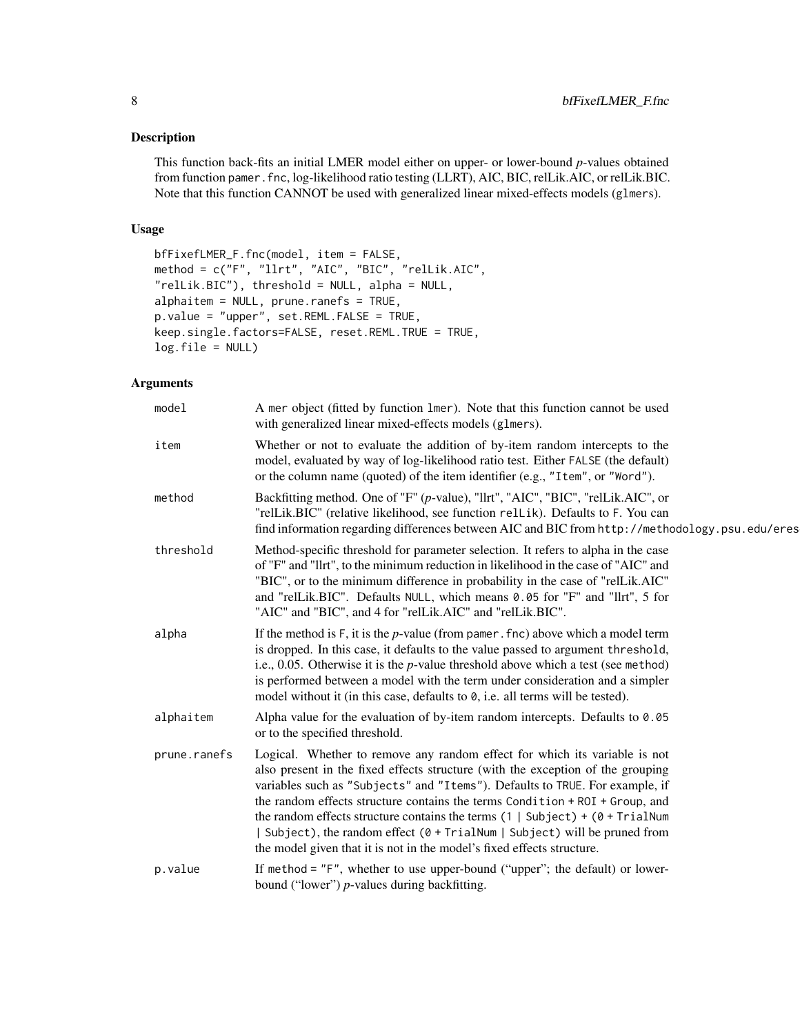## Description

This function back-fits an initial LMER model either on upper- or lower-bound *p*-values obtained from function `pamer.fnc`, log-likelihood ratio testing (LLRT), AIC, BIC, relLik.AIC, or relLik.BIC. Note that this function CANNOT be used with generalized linear mixed-effects models (`glmer`s).

## Usage

```
bfFixefLMER_F.fnc(model, item = FALSE,
method = c("F", "llrt", "AIC", "BIC", "relLik.AIC",
"relLik.BIC"), threshold = NULL, alpha = NULL,
alphaitem = NULL, prune.ranefs = TRUE,
p.value = "upper", set.REML.FALSE = TRUE,
keep.single.factors=FALSE, reset.REML.TRUE = TRUE,
log.file = NULL)
```

## Arguments

| | |
|---|---|
| `model` | A `mer` object (fitted by function `lmer`). Note that this function cannot be used with generalized linear mixed-effects models (`glmer`s). |
| `item` | Whether or not to evaluate the addition of by-item random intercepts to the model, evaluated by way of log-likelihood ratio test. Either `FALSE` (the default) or the column name (quoted) of the item identifier (e.g., `"Item"`, or `"Word"`). |
| `method` | Backfitting method. One of "F" (*p*-value), "llrt", "AIC", "BIC", "relLik.AIC", or "relLik.BIC" (relative likelihood, see function `relLik`). Defaults to `F`. You can find information regarding differences between AIC and BIC from `http://methodology.psu.edu/eres` |
| `threshold` | Method-specific threshold for parameter selection. It refers to alpha in the case of "F" and "llrt", to the minimum reduction in likelihood in the case of "AIC" and "BIC", or to the minimum difference in probability in the case of "relLik.AIC" and "relLik.BIC". Defaults `NULL`, which means `0.05` for "F" and "llrt", 5 for "AIC" and "BIC", and 4 for "relLik.AIC" and "relLik.BIC". |
| `alpha` | If the method is `F`, it is the *p*-value (from `pamer.fnc`) above which a model term is dropped. In this case, it defaults to the value passed to argument `threshold`, i.e., 0.05. Otherwise it is the *p*-value threshold above which a test (see `method`) is performed between a model with the term under consideration and a simpler model without it (in this case, defaults to `0`, i.e. all terms will be tested). |
| `alphaitem` | Alpha value for the evaluation of by-item random intercepts. Defaults to `0.05` or to the specified threshold. |
| `prune.ranefs` | Logical. Whether to remove any random effect for which its variable is not also present in the fixed effects structure (with the exception of the grouping variables such as `"Subjects"` and `"Items"`). Defaults to `TRUE`. For example, if the random effects structure contains the terms `Condition + ROI + Group`, and the random effects structure contains the terms `(1 | Subject) + (0 + TrialNum | Subject)`, the random effect `(0 + TrialNum | Subject)` will be pruned from the model given that it is not in the model's fixed effects structure. |
| `p.value` | If `method = "F"`, whether to use upper-bound ("upper"; the default) or lower-bound ("lower") *p*-values during backfitting. |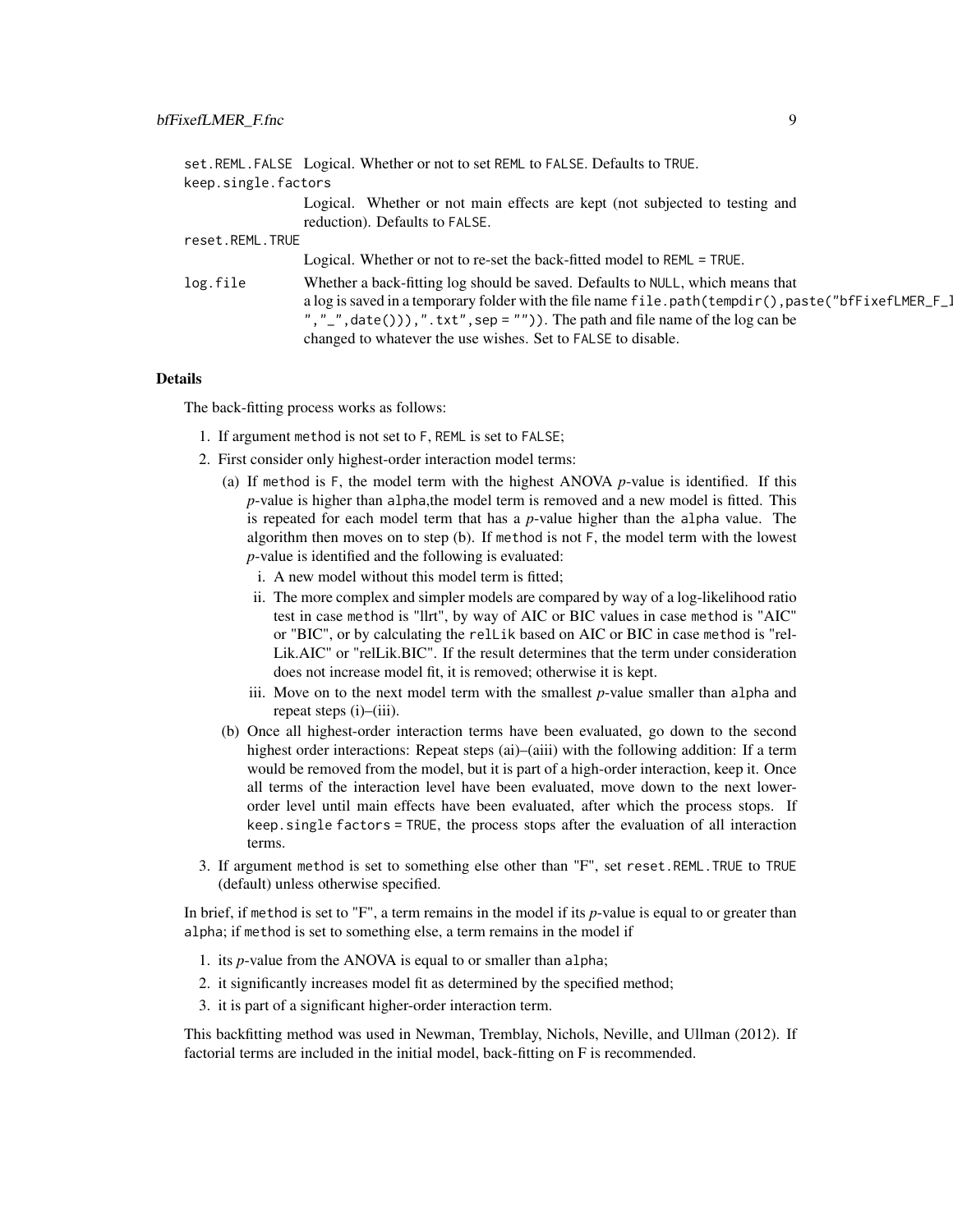set.REML.FALSE Logical. Whether or not to set REML to FALSE. Defaults to TRUE.

keep.single.factors
: Logical. Whether or not main effects are kept (not subjected to testing and reduction). Defaults to FALSE.

reset.REML.TRUE
: Logical. Whether or not to re-set the back-fitted model to REML = TRUE.

log.file
: Whether a back-fitting log should be saved. Defaults to NULL, which means that a log is saved in a temporary folder with the file name file.path(tempdir(),paste("bfFixefLMER_F_l ","_",date())),".txt",sep = "")). The path and file name of the log can be changed to whatever the use wishes. Set to FALSE to disable.

## Details

The back-fitting process works as follows:

1. If argument method is not set to F, REML is set to FALSE;
2. First consider only highest-order interaction model terms:
   (a) If method is F, the model term with the highest ANOVA *p*-value is identified. If this *p*-value is higher than alpha,the model term is removed and a new model is fitted. This is repeated for each model term that has a *p*-value higher than the alpha value. The algorithm then moves on to step (b). If method is not F, the model term with the lowest *p*-value is identified and the following is evaluated:
      i. A new model without this model term is fitted;
      ii. The more complex and simpler models are compared by way of a log-likelihood ratio test in case method is "llrt", by way of AIC or BIC values in case method is "AIC" or "BIC", or by calculating the relLik based on AIC or BIC in case method is "relLik.AIC" or "relLik.BIC". If the result determines that the term under consideration does not increase model fit, it is removed; otherwise it is kept.
      iii. Move on to the next model term with the smallest *p*-value smaller than alpha and repeat steps (i)–(iii).
   (b) Once all highest-order interaction terms have been evaluated, go down to the second highest order interactions: Repeat steps (ai)–(aiii) with the following addition: If a term would be removed from the model, but it is part of a high-order interaction, keep it. Once all terms of the interaction level have been evaluated, move down to the next lower-order level until main effects have been evaluated, after which the process stops. If keep.single factors = TRUE, the process stops after the evaluation of all interaction terms.
3. If argument method is set to something else other than "F", set reset.REML.TRUE to TRUE (default) unless otherwise specified.

In brief, if method is set to "F", a term remains in the model if its *p*-value is equal to or greater than alpha; if method is set to something else, a term remains in the model if

1. its *p*-value from the ANOVA is equal to or smaller than alpha;
2. it significantly increases model fit as determined by the specified method;
3. it is part of a significant higher-order interaction term.

This backfitting method was used in Newman, Tremblay, Nichols, Neville, and Ullman (2012). If factorial terms are included in the initial model, back-fitting on F is recommended.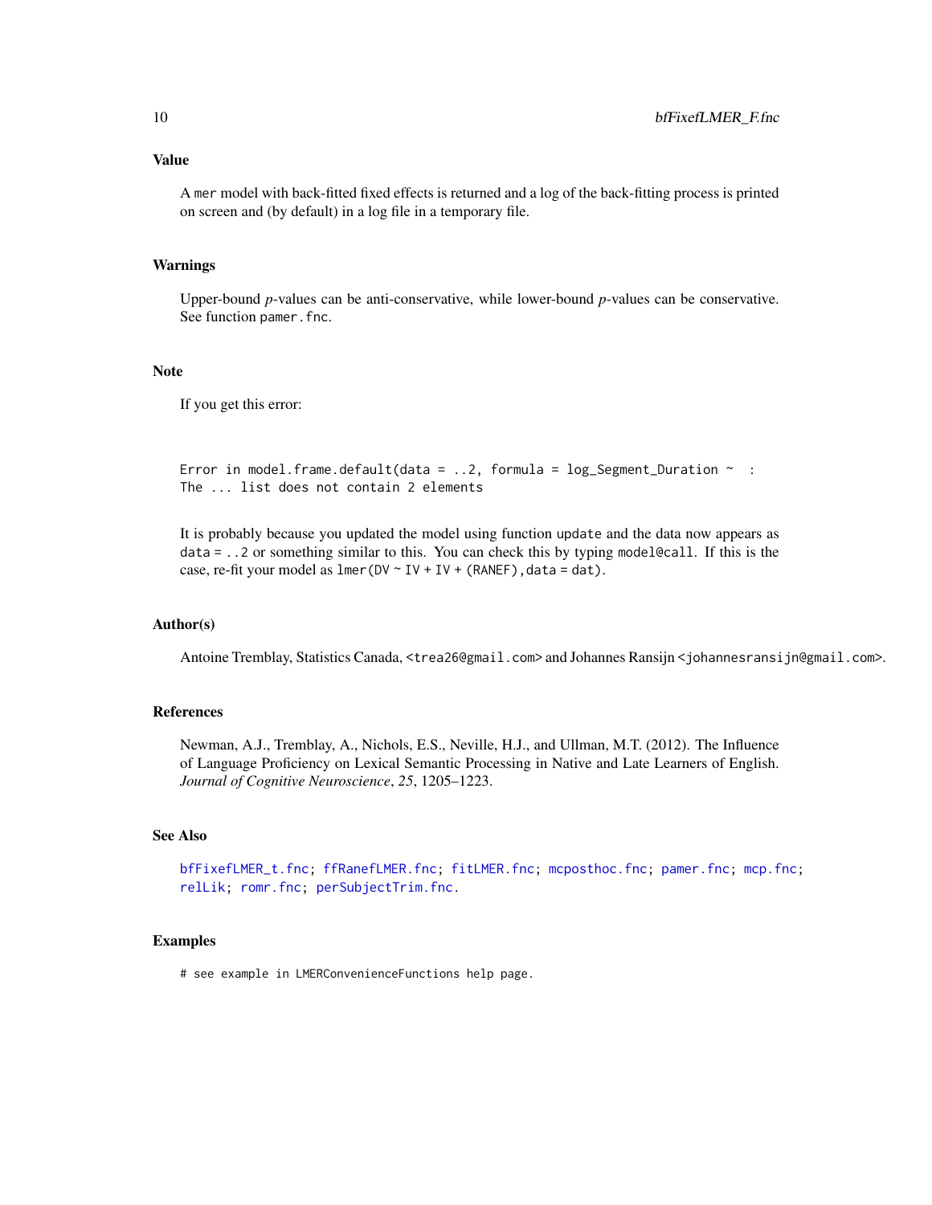## Value

A `mer` model with back-fitted fixed effects is returned and a log of the back-fitting process is printed on screen and (by default) in a log file in a temporary file.

## Warnings

Upper-bound *p*-values can be anti-conservative, while lower-bound *p*-values can be conservative. See function `pamer.fnc`.

## Note

If you get this error:

```
Error in model.frame.default(data = ..2, formula = log_Segment_Duration ~  :
The ... list does not contain 2 elements
```

It is probably because you updated the model using function `update` and the data now appears as `data = ..2` or something similar to this. You can check this by typing `model@call`. If this is the case, re-fit your model as `lmer(DV ~ IV + IV + (RANEF),data = dat)`.

## Author(s)

Antoine Tremblay, Statistics Canada, <trea26@gmail.com> and Johannes Ransijn <johannesransijn@gmail.com>.

## References

Newman, A.J., Tremblay, A., Nichols, E.S., Neville, H.J., and Ullman, M.T. (2012). The Influence of Language Proficiency on Lexical Semantic Processing in Native and Late Learners of English. *Journal of Cognitive Neuroscience*, *25*, 1205–1223.

## See Also

`bfFixefLMER_t.fnc`; `ffRanefLMER.fnc`; `fitLMER.fnc`; `mcposthoc.fnc`; `pamer.fnc`; `mcp.fnc`; `relLik`; `romr.fnc`; `perSubjectTrim.fnc`.

## Examples

```
# see example in LMERConvenienceFunctions help page.
```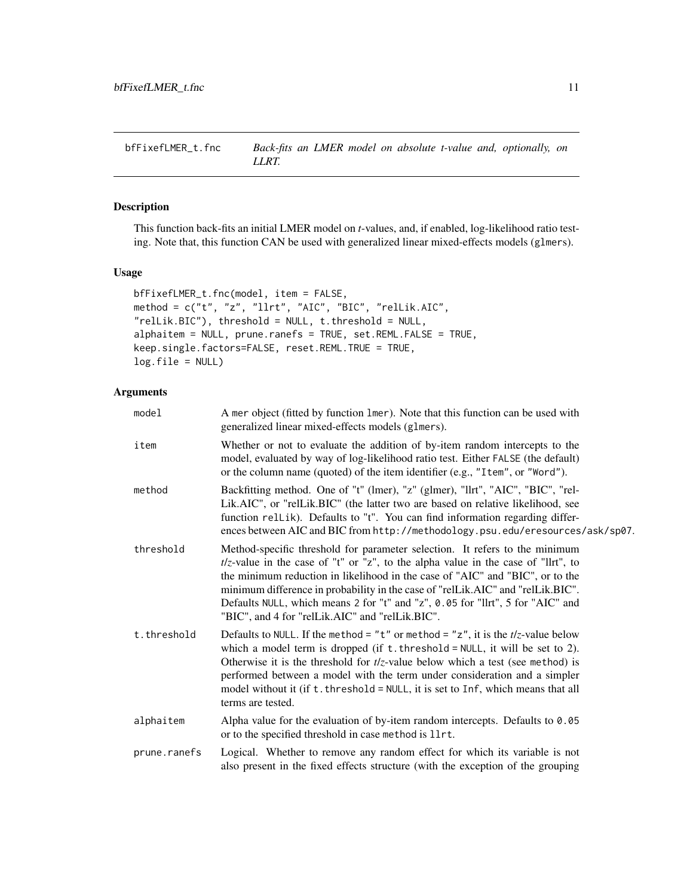## bfFixefLMER_t.fnc — *Back-fits an LMER model on absolute t-value and, optionally, on LLRT.*

### Description

This function back-fits an initial LMER model on *t*-values, and, if enabled, log-likelihood ratio testing. Note that, this function CAN be used with generalized linear mixed-effects models (`glmers`).

### Usage

```
bfFixefLMER_t.fnc(model, item = FALSE,
method = c("t", "z", "llrt", "AIC", "BIC", "relLik.AIC",
"relLik.BIC"), threshold = NULL, t.threshold = NULL,
alphaitem = NULL, prune.ranefs = TRUE, set.REML.FALSE = TRUE,
keep.single.factors=FALSE, reset.REML.TRUE = TRUE,
log.file = NULL)
```

### Arguments

| Argument | Description |
|---|---|
| `model` | A `mer` object (fitted by function `lmer`). Note that this function can be used with generalized linear mixed-effects models (`glmers`). |
| `item` | Whether or not to evaluate the addition of by-item random intercepts to the model, evaluated by way of log-likelihood ratio test. Either `FALSE` (the default) or the column name (quoted) of the item identifier (e.g., `"Item"`, or `"Word"`). |
| `method` | Backfitting method. One of "t" (lmer), "z" (glmer), "llrt", "AIC", "BIC", "relLik.AIC", or "relLik.BIC" (the latter two are based on relative likelihood, see function `relLik`). Defaults to "t". You can find information regarding differences between AIC and BIC from `http://methodology.psu.edu/eresources/ask/sp07`. |
| `threshold` | Method-specific threshold for parameter selection. It refers to the minimum *t*/*z*-value in the case of "t" or "z", to the alpha value in the case of "llrt", to the minimum reduction in likelihood in the case of "AIC" and "BIC", or to the minimum difference in probability in the case of "relLik.AIC" and "relLik.BIC". Defaults `NULL`, which means 2 for "t" and "z", `0.05` for "llrt", 5 for "AIC" and "BIC", and 4 for "relLik.AIC" and "relLik.BIC". |
| `t.threshold` | Defaults to `NULL`. If the `method = "t"` or `method = "z"`, it is the *t*/*z*-value below which a model term is dropped (if `t.threshold = NULL`, it will be set to 2). Otherwise it is the threshold for *t*/*z*-value below which a test (see `method`) is performed between a model with the term under consideration and a simpler model without it (if `t.threshold = NULL`, it is set to `Inf`, which means that all terms are tested. |
| `alphaitem` | Alpha value for the evaluation of by-item random intercepts. Defaults to `0.05` or to the specified threshold in case `method` is `llrt`. |
| `prune.ranefs` | Logical. Whether to remove any random effect for which its variable is not also present in the fixed effects structure (with the exception of the grouping |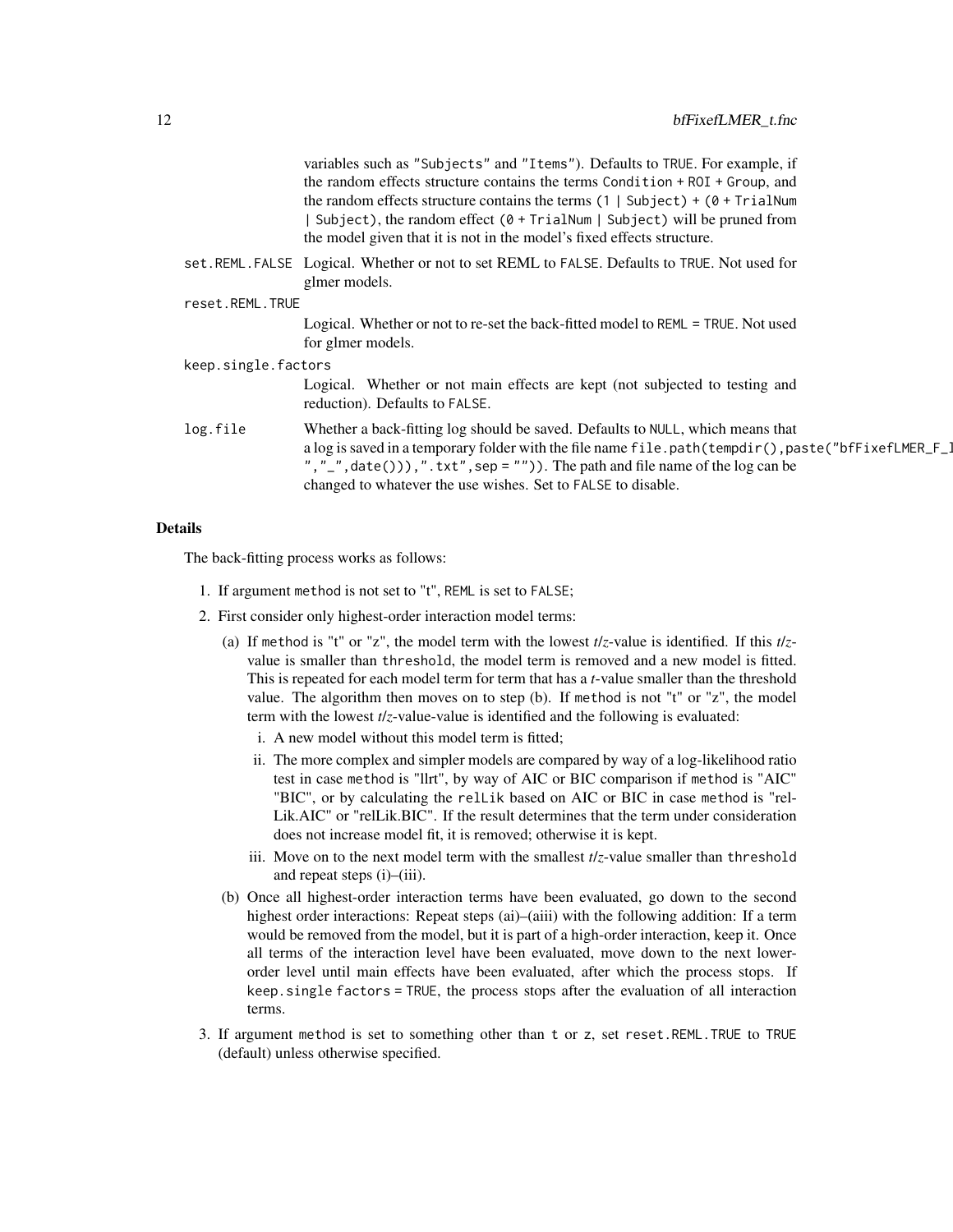variables such as "Subjects" and "Items"). Defaults to TRUE. For example, if the random effects structure contains the terms Condition + ROI + Group, and the random effects structure contains the terms (1 | Subject) + (0 + TrialNum | Subject), the random effect (0 + TrialNum | Subject) will be pruned from the model given that it is not in the model's fixed effects structure.

set.REML.FALSE
: Logical. Whether or not to set REML to FALSE. Defaults to TRUE. Not used for glmer models.

reset.REML.TRUE
: Logical. Whether or not to re-set the back-fitted model to REML = TRUE. Not used for glmer models.

keep.single.factors
: Logical. Whether or not main effects are kept (not subjected to testing and reduction). Defaults to FALSE.

log.file
: Whether a back-fitting log should be saved. Defaults to NULL, which means that a log is saved in a temporary folder with the file name file.path(tempdir(),paste("bfFixefLMER_F_l ","_",date())),".txt",sep = "")). The path and file name of the log can be changed to whatever the use wishes. Set to FALSE to disable.

## Details

The back-fitting process works as follows:

1. If argument method is not set to "t", REML is set to FALSE;
2. First consider only highest-order interaction model terms:
   (a) If method is "t" or "z", the model term with the lowest *t*/*z*-value is identified. If this *t*/*z*-value is smaller than threshold, the model term is removed and a new model is fitted. This is repeated for each model term for term that has a *t*-value smaller than the threshold value. The algorithm then moves on to step (b). If method is not "t" or "z", the model term with the lowest *t*/*z*-value-value is identified and the following is evaluated:
      i. A new model without this model term is fitted;
      ii. The more complex and simpler models are compared by way of a log-likelihood ratio test in case method is "llrt", by way of AIC or BIC comparison if method is "AIC" "BIC", or by calculating the relLik based on AIC or BIC in case method is "relLik.AIC" or "relLik.BIC". If the result determines that the term under consideration does not increase model fit, it is removed; otherwise it is kept.
      iii. Move on to the next model term with the smallest *t*/*z*-value smaller than threshold and repeat steps (i)–(iii).

   (b) Once all highest-order interaction terms have been evaluated, go down to the second highest order interactions: Repeat steps (ai)–(aiii) with the following addition: If a term would be removed from the model, but it is part of a high-order interaction, keep it. Once all terms of the interaction level have been evaluated, move down to the next lower-order level until main effects have been evaluated, after which the process stops. If keep.single factors = TRUE, the process stops after the evaluation of all interaction terms.
3. If argument method is set to something other than t or z, set reset.REML.TRUE to TRUE (default) unless otherwise specified.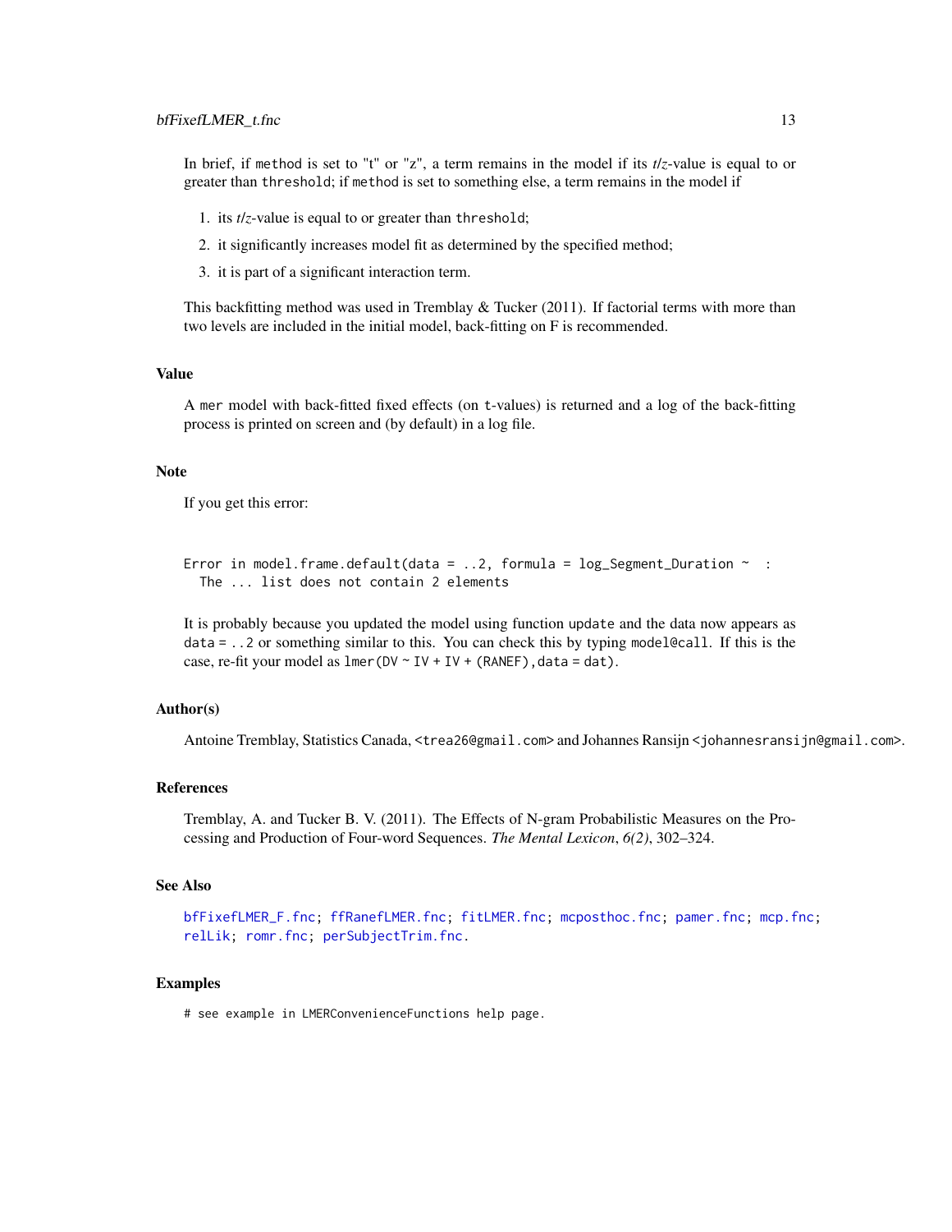In brief, if `method` is set to "t" or "z", a term remains in the model if its *t*/*z*-value is equal to or greater than `threshold`; if `method` is set to something else, a term remains in the model if

1. its *t*/*z*-value is equal to or greater than `threshold`;
2. it significantly increases model fit as determined by the specified method;
3. it is part of a significant interaction term.

This backfitting method was used in Tremblay & Tucker (2011). If factorial terms with more than two levels are included in the initial model, back-fitting on F is recommended.

### Value

A `mer` model with back-fitted fixed effects (on t-values) is returned and a log of the back-fitting process is printed on screen and (by default) in a log file.

### Note

If you get this error:

```
Error in model.frame.default(data = ..2, formula = log_Segment_Duration ~  :
  The ... list does not contain 2 elements
```

It is probably because you updated the model using function `update` and the data now appears as `data = ..2` or something similar to this. You can check this by typing `model@call`. If this is the case, re-fit your model as `lmer(DV ~ IV + IV + (RANEF),data = dat)`.

### Author(s)

Antoine Tremblay, Statistics Canada, <trea26@gmail.com> and Johannes Ransijn <johannesransijn@gmail.com>.

### References

Tremblay, A. and Tucker B. V. (2011). The Effects of N-gram Probabilistic Measures on the Processing and Production of Four-word Sequences. *The Mental Lexicon*, *6(2)*, 302–324.

### See Also

`bfFixefLMER_F.fnc`; `ffRanefLMER.fnc`; `fitLMER.fnc`; `mcposthoc.fnc`; `pamer.fnc`; `mcp.fnc`; `relLik`; `romr.fnc`; `perSubjectTrim.fnc`.

### Examples

```
# see example in LMERConvenienceFunctions help page.
```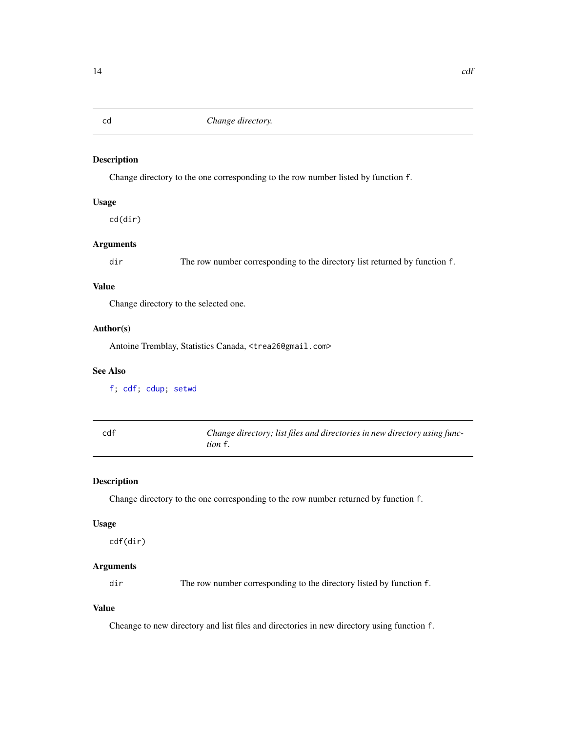## cd — *Change directory.*

### Description

Change directory to the one corresponding to the row number listed by function `f`.

### Usage

```
cd(dir)
```

### Arguments

| | |
|---|---|
| `dir` | The row number corresponding to the directory list returned by function `f`. |

### Value

Change directory to the selected one.

### Author(s)

Antoine Tremblay, Statistics Canada, <trea26@gmail.com>

### See Also

`f`; `cdf`; `cdup`; `setwd`

## cdf — *Change directory; list files and directories in new directory using function `f`.*

### Description

Change directory to the one corresponding to the row number returned by function `f`.

### Usage

```
cdf(dir)
```

### Arguments

| | |
|---|---|
| `dir` | The row number corresponding to the directory listed by function `f`. |

### Value

Cheange to new directory and list files and directories in new directory using function `f`.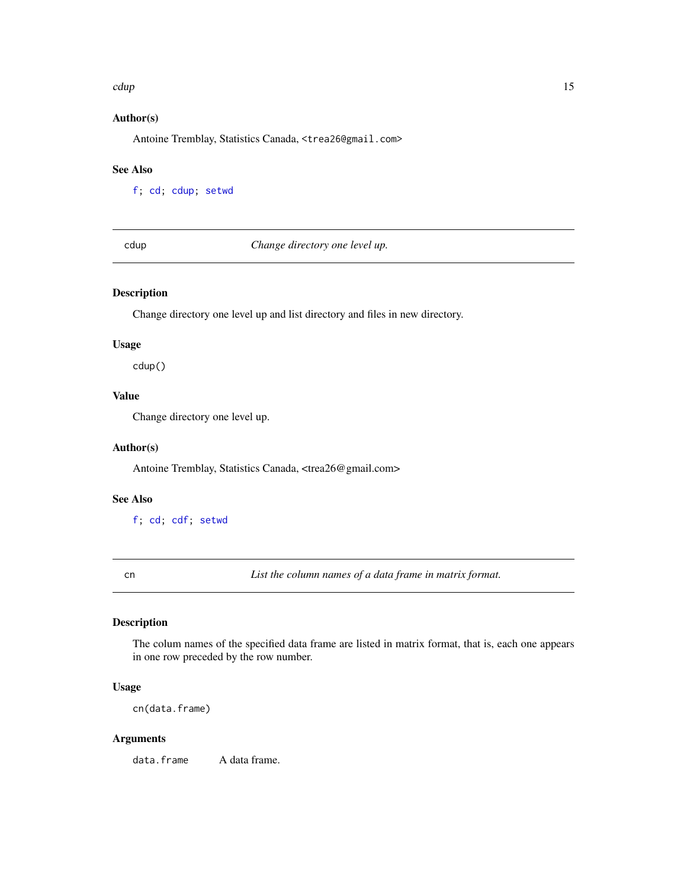### Author(s)

Antoine Tremblay, Statistics Canada, <trea26@gmail.com>

### See Also

f; cd; cdup; setwd

---

## cdup — *Change directory one level up.*

### Description

Change directory one level up and list directory and files in new directory.

### Usage

```
cdup()
```

### Value

Change directory one level up.

### Author(s)

Antoine Tremblay, Statistics Canada, <trea26@gmail.com>

### See Also

f; cd; cdf; setwd

---

## cn — *List the column names of a data frame in matrix format.*

### Description

The colum names of the specified data frame are listed in matrix format, that is, each one appears in one row preceded by the row number.

### Usage

```
cn(data.frame)
```

### Arguments

| | |
|---|---|
| `data.frame` | A data frame. |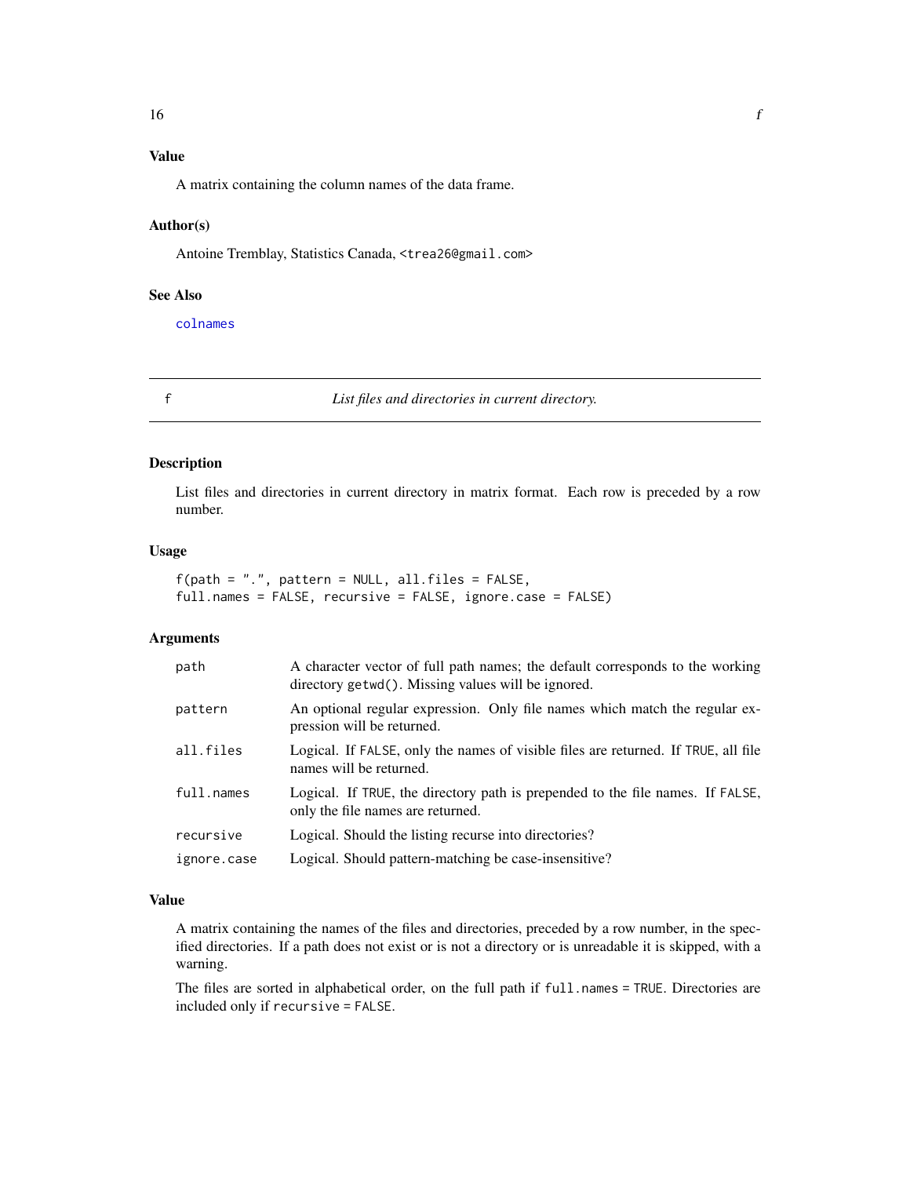## Value

A matrix containing the column names of the data frame.

## Author(s)

Antoine Tremblay, Statistics Canada, <trea26@gmail.com>

## See Also

colnames

---

# f — *List files and directories in current directory.*

## Description

List files and directories in current directory in matrix format. Each row is preceded by a row number.

## Usage

```
f(path = ".", pattern = NULL, all.files = FALSE,
full.names = FALSE, recursive = FALSE, ignore.case = FALSE)
```

## Arguments

| | |
|---|---|
| path | A character vector of full path names; the default corresponds to the working directory getwd(). Missing values will be ignored. |
| pattern | An optional regular expression. Only file names which match the regular expression will be returned. |
| all.files | Logical. If FALSE, only the names of visible files are returned. If TRUE, all file names will be returned. |
| full.names | Logical. If TRUE, the directory path is prepended to the file names. If FALSE, only the file names are returned. |
| recursive | Logical. Should the listing recurse into directories? |
| ignore.case | Logical. Should pattern-matching be case-insensitive? |

## Value

A matrix containing the names of the files and directories, preceded by a row number, in the specified directories. If a path does not exist or is not a directory or is unreadable it is skipped, with a warning.

The files are sorted in alphabetical order, on the full path if full.names = TRUE. Directories are included only if recursive = FALSE.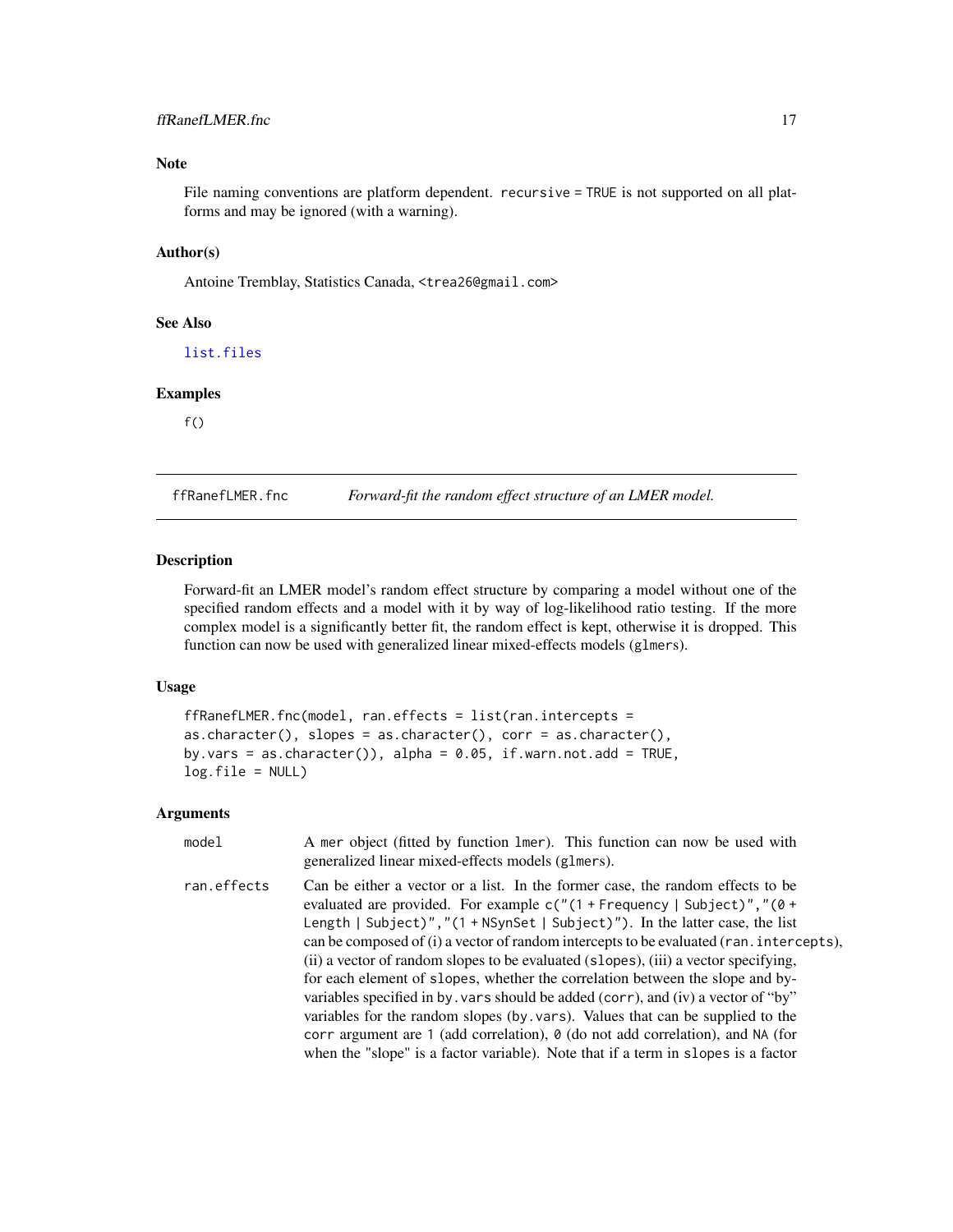### Note

File naming conventions are platform dependent. `recursive = TRUE` is not supported on all platforms and may be ignored (with a warning).

### Author(s)

Antoine Tremblay, Statistics Canada, <trea26@gmail.com>

### See Also

`list.files`

### Examples

```
f()
```

---

## ffRanefLMER.fnc — *Forward-fit the random effect structure of an LMER model.*

### Description

Forward-fit an LMER model's random effect structure by comparing a model without one of the specified random effects and a model with it by way of log-likelihood ratio testing. If the more complex model is a significantly better fit, the random effect is kept, otherwise it is dropped. This function can now be used with generalized linear mixed-effects models (`glmers`).

### Usage

```
ffRanefLMER.fnc(model, ran.effects = list(ran.intercepts =
as.character(), slopes = as.character(), corr = as.character(),
by.vars = as.character()), alpha = 0.05, if.warn.not.add = TRUE,
log.file = NULL)
```

### Arguments

| | |
|---|---|
| `model` | A `mer` object (fitted by function `lmer`). This function can now be used with generalized linear mixed-effects models (`glmers`). |
| `ran.effects` | Can be either a vector or a list. In the former case, the random effects to be evaluated are provided. For example `c("(1 + Frequency | Subject)","(0 + Length | Subject)","(1 + NSynSet | Subject)")`. In the latter case, the list can be composed of (i) a vector of random intercepts to be evaluated (`ran.intercepts`), (ii) a vector of random slopes to be evaluated (`slopes`), (iii) a vector specifying, for each element of `slopes`, whether the correlation between the slope and by-variables specified in `by.vars` should be added (`corr`), and (iv) a vector of "by" variables for the random slopes (`by.vars`). Values that can be supplied to the `corr` argument are `1` (add correlation), `0` (do not add correlation), and `NA` (for when the "slope" is a factor variable). Note that if a term in `slopes` is a factor |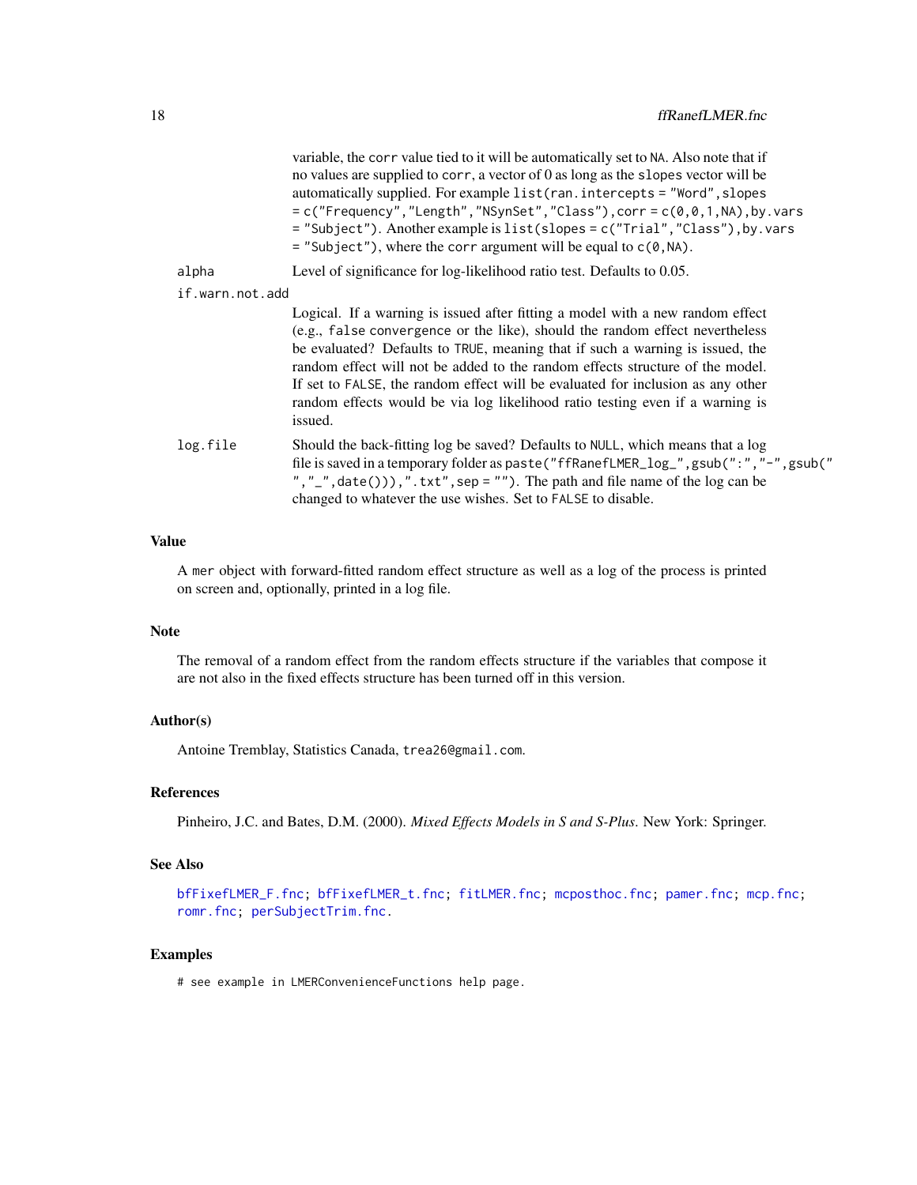variable, the `corr` value tied to it will be automatically set to `NA`. Also note that if no values are supplied to `corr`, a vector of 0 as long as the `slopes` vector will be automatically supplied. For example `list(ran.intercepts = "Word",slopes = c("Frequency","Length","NSynSet","Class"),corr = c(0,0,1,NA),by.vars = "Subject")`. Another example is `list(slopes = c("Trial","Class"),by.vars = "Subject")`, where the `corr` argument will be equal to `c(0,NA)`.

`alpha`
: Level of significance for log-likelihood ratio test. Defaults to 0.05.

`if.warn.not.add`
: Logical. If a warning is issued after fitting a model with a new random effect (e.g., `false` convergence or the like), should the random effect nevertheless be evaluated? Defaults to `TRUE`, meaning that if such a warning is issued, the random effect will not be added to the random effects structure of the model. If set to `FALSE`, the random effect will be evaluated for inclusion as any other random effects would be via log likelihood ratio testing even if a warning is issued.

`log.file`
: Should the back-fitting log be saved? Defaults to `NULL`, which means that a log file is saved in a temporary folder as `paste("ffRanefLMER_log_",gsub(":","-",gsub(" ","_",date())),".txt",sep = "")`. The path and file name of the log can be changed to whatever the use wishes. Set to `FALSE` to disable.

## Value

A `mer` object with forward-fitted random effect structure as well as a log of the process is printed on screen and, optionally, printed in a log file.

## Note

The removal of a random effect from the random effects structure if the variables that compose it are not also in the fixed effects structure has been turned off in this version.

## Author(s)

Antoine Tremblay, Statistics Canada, `trea26@gmail.com`.

## References

Pinheiro, J.C. and Bates, D.M. (2000). *Mixed Effects Models in S and S-Plus*. New York: Springer.

## See Also

`bfFixefLMER_F.fnc`; `bfFixefLMER_t.fnc`; `fitLMER.fnc`; `mcposthoc.fnc`; `pamer.fnc`; `mcp.fnc`; `romr.fnc`; `perSubjectTrim.fnc`.

## Examples

```
# see example in LMERConvenienceFunctions help page.
```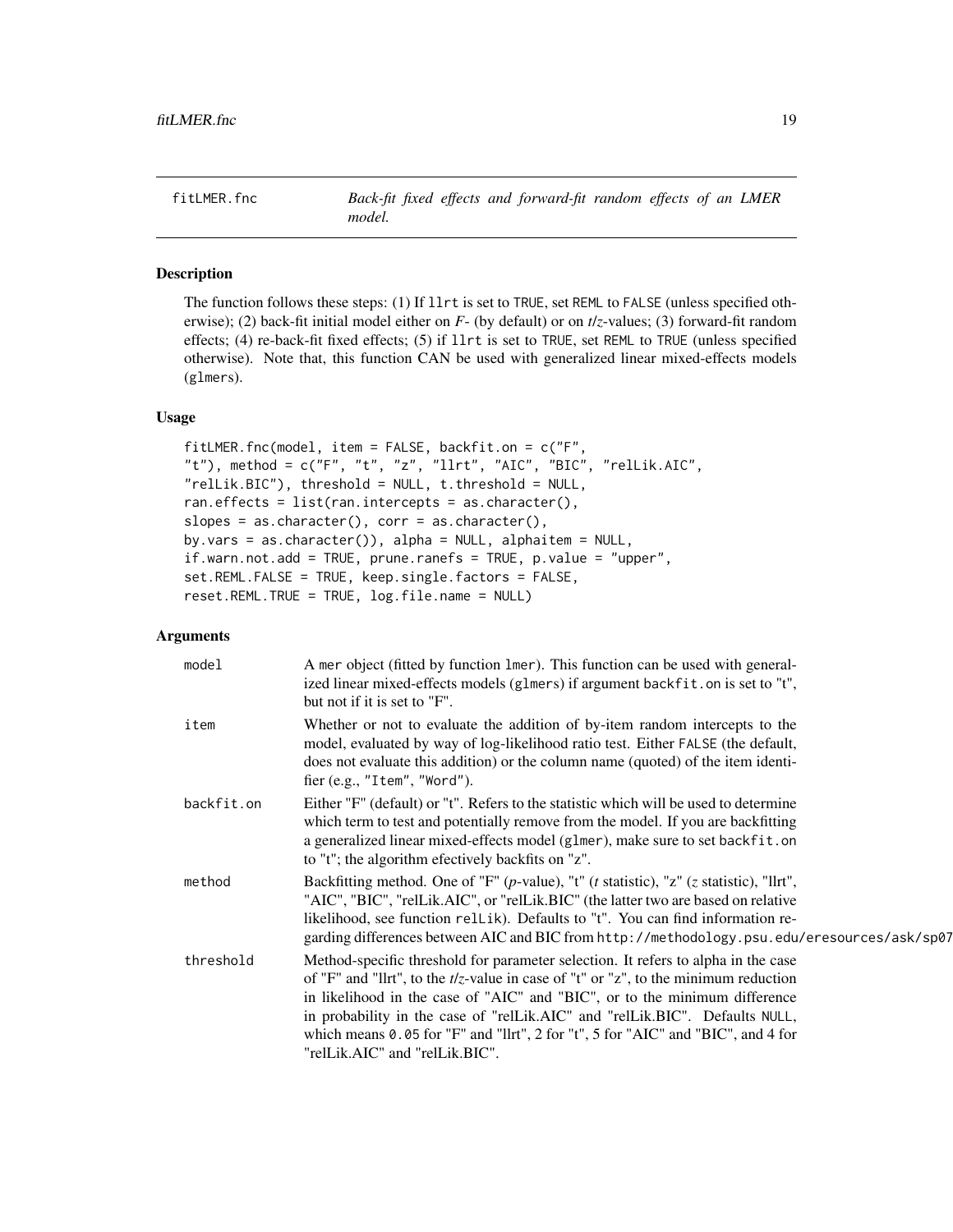## fitLMER.fnc

*Back-fit fixed effects and forward-fit random effects of an LMER model.*

### Description

The function follows these steps: (1) If `llrt` is set to `TRUE`, set `REML` to `FALSE` (unless specified otherwise); (2) back-fit initial model either on *F*- (by default) or on *t*/*z*-values; (3) forward-fit random effects; (4) re-back-fit fixed effects; (5) if `llrt` is set to `TRUE`, set `REML` to `TRUE` (unless specified otherwise). Note that, this function CAN be used with generalized linear mixed-effects models (`glmers`).

### Usage

```
fitLMER.fnc(model, item = FALSE, backfit.on = c("F",
"t"), method = c("F", "t", "z", "llrt", "AIC", "BIC", "relLik.AIC",
"relLik.BIC"), threshold = NULL, t.threshold = NULL,
ran.effects = list(ran.intercepts = as.character(),
slopes = as.character(), corr = as.character(),
by.vars = as.character()), alpha = NULL, alphaitem = NULL,
if.warn.not.add = TRUE, prune.ranefs = TRUE, p.value = "upper",
set.REML.FALSE = TRUE, keep.single.factors = FALSE,
reset.REML.TRUE = TRUE, log.file.name = NULL)
```

### Arguments

| | |
|---|---|
| `model` | A `mer` object (fitted by function `lmer`). This function can be used with generalized linear mixed-effects models (`glmers`) if argument `backfit.on` is set to "t", but not if it is set to "F". |
| `item` | Whether or not to evaluate the addition of by-item random intercepts to the model, evaluated by way of log-likelihood ratio test. Either `FALSE` (the default, does not evaluate this addition) or the column name (quoted) of the item identifier (e.g., `"Item"`, `"Word"`). |
| `backfit.on` | Either "F" (default) or "t". Refers to the statistic which will be used to determine which term to test and potentially remove from the model. If you are backfitting a generalized linear mixed-effects model (`glmer`), make sure to set `backfit.on` to "t"; the algorithm efectively backfits on "z". |
| `method` | Backfitting method. One of "F" (*p*-value), "t" (*t* statistic), "z" (*z* statistic), "llrt", "AIC", "BIC", "relLik.AIC", or "relLik.BIC" (the latter two are based on relative likelihood, see function `relLik`). Defaults to "t". You can find information regarding differences between AIC and BIC from `http://methodology.psu.edu/eresources/ask/sp07` |
| `threshold` | Method-specific threshold for parameter selection. It refers to alpha in the case of "F" and "llrt", to the *t*/*z*-value in case of "t" or "z", to the minimum reduction in likelihood in the case of "AIC" and "BIC", or to the minimum difference in probability in the case of "relLik.AIC" and "relLik.BIC". Defaults `NULL`, which means `0.05` for "F" and "llrt", 2 for "t", 5 for "AIC" and "BIC", and 4 for "relLik.AIC" and "relLik.BIC". |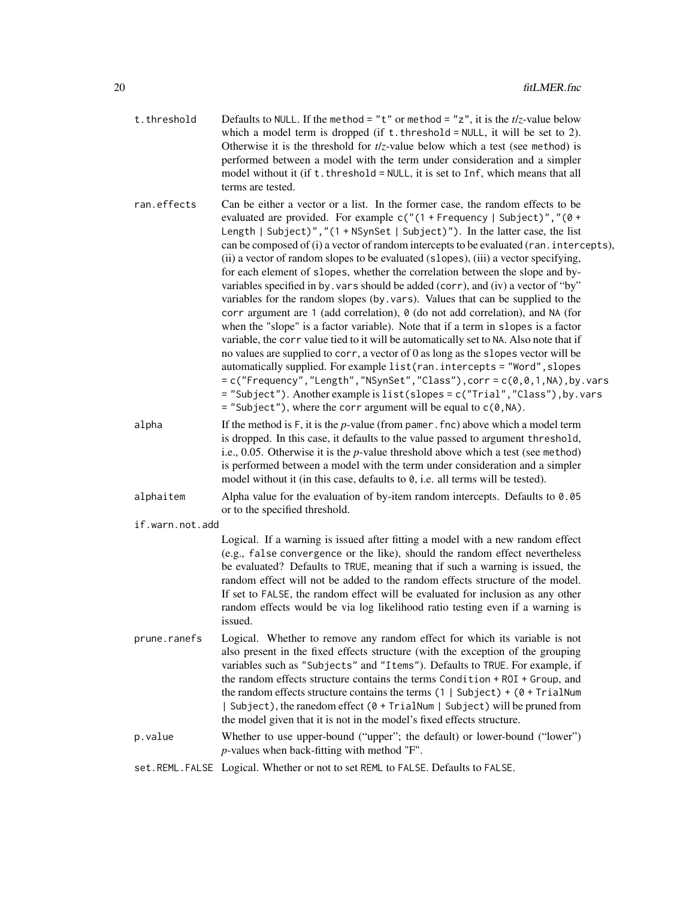**t.threshold** Defaults to NULL. If the method = "t" or method = "z", it is the *t*/*z*-value below which a model term is dropped (if t.threshold = NULL, it will be set to 2). Otherwise it is the threshold for *t*/*z*-value below which a test (see method) is performed between a model with the term under consideration and a simpler model without it (if t.threshold = NULL, it is set to Inf, which means that all terms are tested).

**ran.effects** Can be either a vector or a list. In the former case, the random effects to be evaluated are provided. For example c("(1 + Frequency | Subject)","(0 + Length | Subject)","(1 + NSynSet | Subject)"). In the latter case, the list can be composed of (i) a vector of random intercepts to be evaluated (ran.intercepts), (ii) a vector of random slopes to be evaluated (slopes), (iii) a vector specifying, for each element of slopes, whether the correlation between the slope and by-variables specified in by.vars should be added (corr), and (iv) a vector of "by" variables for the random slopes (by.vars). Values that can be supplied to the corr argument are 1 (add correlation), 0 (do not add correlation), and NA (for when the "slope" is a factor variable). Note that if a term in slopes is a factor variable, the corr value tied to it will be automatically set to NA. Also note that if no values are supplied to corr, a vector of 0 as long as the slopes vector will be automatically supplied. For example list(ran.intercepts = "Word",slopes = c("Frequency","Length","NSynSet","Class"),corr = c(0,0,1,NA),by.vars = "Subject"). Another example is list(slopes = c("Trial","Class"),by.vars = "Subject"), where the corr argument will be equal to c(0,NA).

**alpha** If the method is F, it is the *p*-value (from pamer.fnc) above which a model term is dropped. In this case, it defaults to the value passed to argument threshold, i.e., 0.05. Otherwise it is the *p*-value threshold above which a test (see method) is performed between a model with the term under consideration and a simpler model without it (in this case, defaults to 0, i.e. all terms will be tested).

**alphaitem** Alpha value for the evaluation of by-item random intercepts. Defaults to 0.05 or to the specified threshold.

**if.warn.not.add** Logical. If a warning is issued after fitting a model with a new random effect (e.g., false convergence or the like), should the random effect nevertheless be evaluated? Defaults to TRUE, meaning that if such a warning is issued, the random effect will not be added to the random effects structure of the model. If set to FALSE, the random effect will be evaluated for inclusion as any other random effects would be via log likelihood ratio testing even if a warning is issued.

**prune.ranefs** Logical. Whether to remove any random effect for which its variable is not also present in the fixed effects structure (with the exception of the grouping variables such as "Subjects" and "Items"). Defaults to TRUE. For example, if the random effects structure contains the terms Condition + ROI + Group, and the random effects structure contains the terms (1 | Subject) + (0 + TrialNum | Subject), the ranedom effect (0 + TrialNum | Subject) will be pruned from the model given that it is not in the model's fixed effects structure.

**p.value** Whether to use upper-bound ("upper"; the default) or lower-bound ("lower") *p*-values when back-fitting with method "F".

**set.REML.FALSE** Logical. Whether or not to set REML to FALSE. Defaults to FALSE.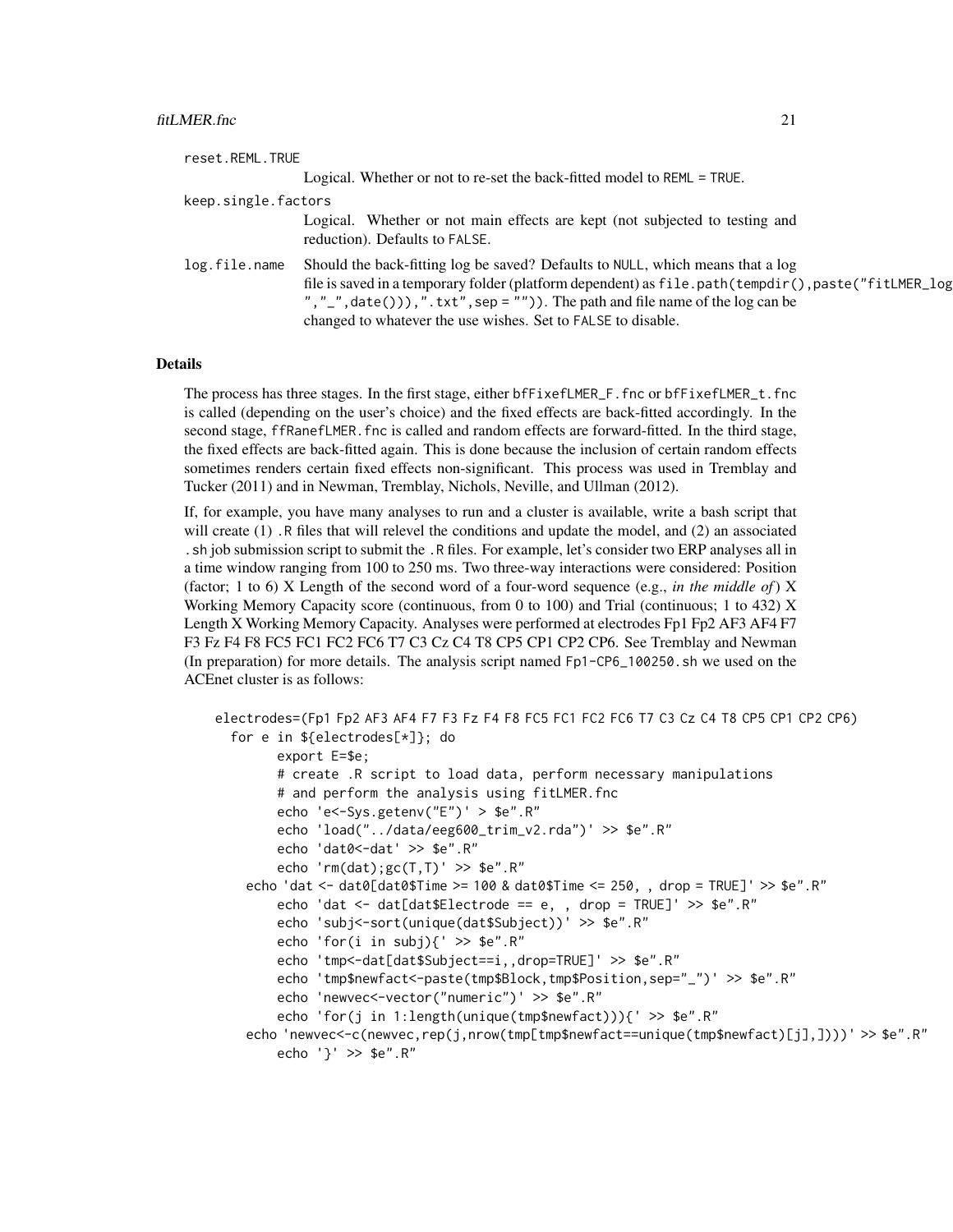reset.REML.TRUE
: Logical. Whether or not to re-set the back-fitted model to REML = TRUE.

keep.single.factors
: Logical. Whether or not main effects are kept (not subjected to testing and reduction). Defaults to FALSE.

log.file.name
: Should the back-fitting log be saved? Defaults to NULL, which means that a log file is saved in a temporary folder (platform dependent) as file.path(tempdir(),paste("fitLMER_log ","_",date())),".txt",sep = "")). The path and file name of the log can be changed to whatever the use wishes. Set to FALSE to disable.

## Details

The process has three stages. In the first stage, either bfFixefLMER_F.fnc or bfFixefLMER_t.fnc is called (depending on the user's choice) and the fixed effects are back-fitted accordingly. In the second stage, ffRanefLMER.fnc is called and random effects are forward-fitted. In the third stage, the fixed effects are back-fitted again. This is done because the inclusion of certain random effects sometimes renders certain fixed effects non-significant. This process was used in Tremblay and Tucker (2011) and in Newman, Tremblay, Nichols, Neville, and Ullman (2012).

If, for example, you have many analyses to run and a cluster is available, write a bash script that will create (1) .R files that will relevel the conditions and update the model, and (2) an associated .sh job submission script to submit the .R files. For example, let's consider two ERP analyses all in a time window ranging from 100 to 250 ms. Two three-way interactions were considered: Position (factor; 1 to 6) X Length of the second word of a four-word sequence (e.g., *in the middle of*) X Working Memory Capacity score (continuous, from 0 to 100) and Trial (continuous; 1 to 432) X Length X Working Memory Capacity. Analyses were performed at electrodes Fp1 Fp2 AF3 AF4 F7 F3 Fz F4 F8 FC5 FC1 FC2 FC6 T7 C3 Cz C4 T8 CP5 CP1 CP2 CP6. See Tremblay and Newman (In preparation) for more details. The analysis script named Fp1-CP6_100250.sh we used on the ACEnet cluster is as follows:

```
electrodes=(Fp1 Fp2 AF3 AF4 F7 F3 Fz F4 F8 FC5 FC1 FC2 FC6 T7 C3 Cz C4 T8 CP5 CP1 CP2 CP6)
  for e in ${electrodes[*]}; do
        export E=$e;
        # create .R script to load data, perform necessary manipulations
        # and perform the analysis using fitLMER.fnc
        echo 'e<-Sys.getenv("E")' > $e".R"
        echo 'load("../data/eeg600_trim_v2.rda")' >> $e".R"
        echo 'dat0<-dat' >> $e".R"
        echo 'rm(dat);gc(T,T)' >> $e".R"
    echo 'dat <- dat0[dat0$Time >= 100 & dat0$Time <= 250, , drop = TRUE]' >> $e".R"
        echo 'dat <- dat[dat$Electrode == e, , drop = TRUE]' >> $e".R"
        echo 'subj<-sort(unique(dat$Subject))' >> $e".R"
        echo 'for(i in subj){' >> $e".R"
        echo 'tmp<-dat[dat$Subject==i,,drop=TRUE]' >> $e".R"
        echo 'tmp$newfact<-paste(tmp$Block,tmp$Position,sep="_")' >> $e".R"
        echo 'newvec<-vector("numeric")' >> $e".R"
        echo 'for(j in 1:length(unique(tmp$newfact))){' >> $e".R"
    echo 'newvec<-c(newvec,rep(j,nrow(tmp[tmp$newfact==unique(tmp$newfact)[j],])))' >> $e".R"
        echo '}' >> $e".R"
```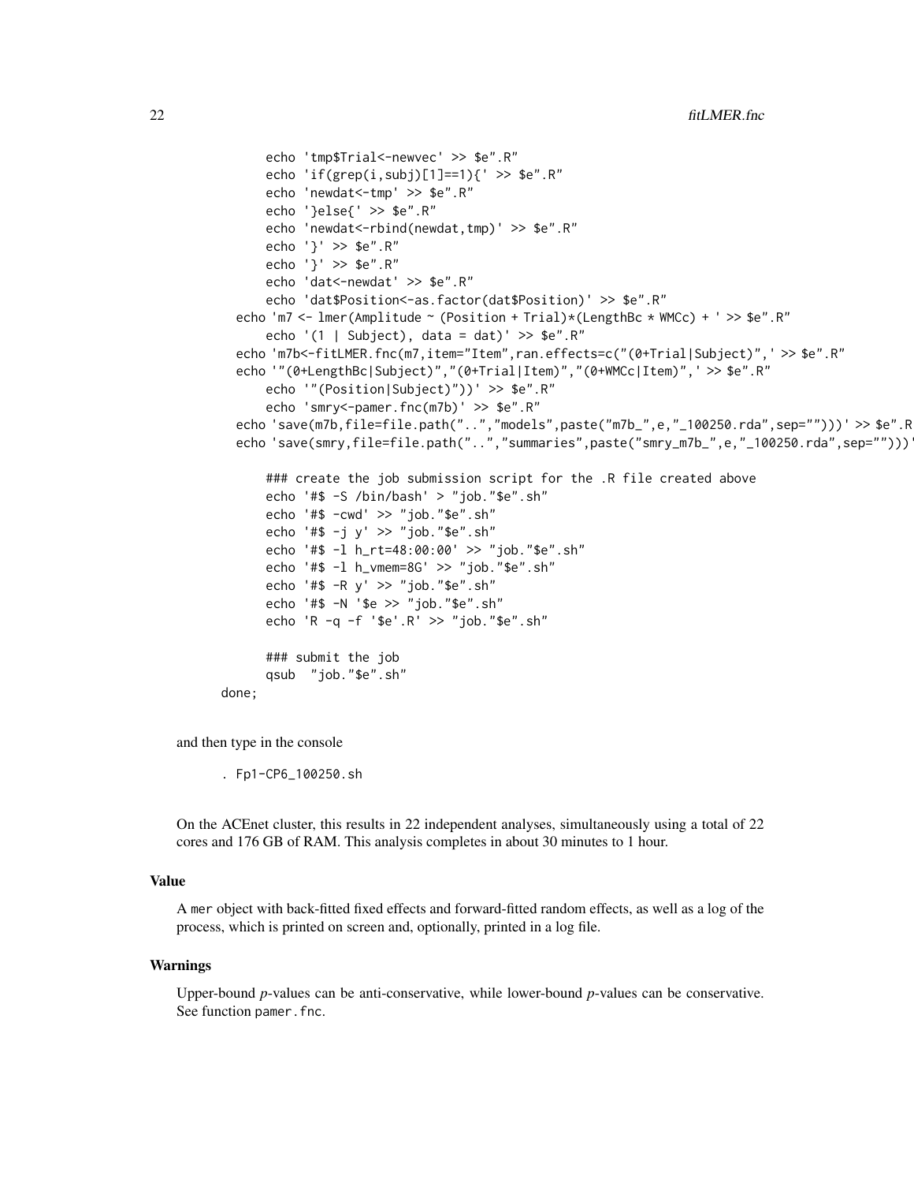```
        echo 'tmp$Trial<-newvec' >> $e".R"
        echo 'if(grep(i,subj)[1]==1){' >> $e".R"
        echo 'newdat<-tmp' >> $e".R"
        echo '}else{' >> $e".R"
        echo 'newdat<-rbind(newdat,tmp)' >> $e".R"
        echo '}' >> $e".R"
        echo '}' >> $e".R"
        echo 'dat<-newdat' >> $e".R"
        echo 'dat$Position<-as.factor(dat$Position)' >> $e".R"
   echo 'm7 <- lmer(Amplitude ~ (Position + Trial)*(LengthBc * WMCc) + ' >> $e".R"
        echo '(1 | Subject), data = dat)' >> $e".R"
   echo 'm7b<-fitLMER.fnc(m7,item="Item",ran.effects=c("(0+Trial|Subject)",' >> $e".R"
   echo '"(0+LengthBc|Subject)","(0+Trial|Item)","(0+WMCc|Item)",' >> $e".R"
        echo '"(Position|Subject)"))' >> $e".R"
        echo 'smry<-pamer.fnc(m7b)' >> $e".R"
   echo 'save(m7b,file=file.path("..","models",paste("m7b_",e,"_100250.rda",sep="")))' >> $e".R
   echo 'save(smry,file=file.path("..","summaries",paste("smry_m7b_",e,"_100250.rda",sep="")))'

        ### create the job submission script for the .R file created above
        echo '#$ -S /bin/bash' > "job."$e".sh"
        echo '#$ -cwd' >> "job."$e".sh"
        echo '#$ -j y' >> "job."$e".sh"
        echo '#$ -l h_rt=48:00:00' >> "job."$e".sh"
        echo '#$ -l h_vmem=8G' >> "job."$e".sh"
        echo '#$ -R y' >> "job."$e".sh"
        echo '#$ -N '$e >> "job."$e".sh"
        echo 'R -q -f '$e'.R' >> "job."$e".sh"

        ### submit the job
        qsub  "job."$e".sh"
done;
```

and then type in the console

```
. Fp1-CP6_100250.sh
```

On the ACEnet cluster, this results in 22 independent analyses, simultaneously using a total of 22 cores and 176 GB of RAM. This analysis completes in about 30 minutes to 1 hour.

## Value

A `mer` object with back-fitted fixed effects and forward-fitted random effects, as well as a log of the process, which is printed on screen and, optionally, printed in a log file.

## Warnings

Upper-bound *p*-values can be anti-conservative, while lower-bound *p*-values can be conservative. See function `pamer.fnc`.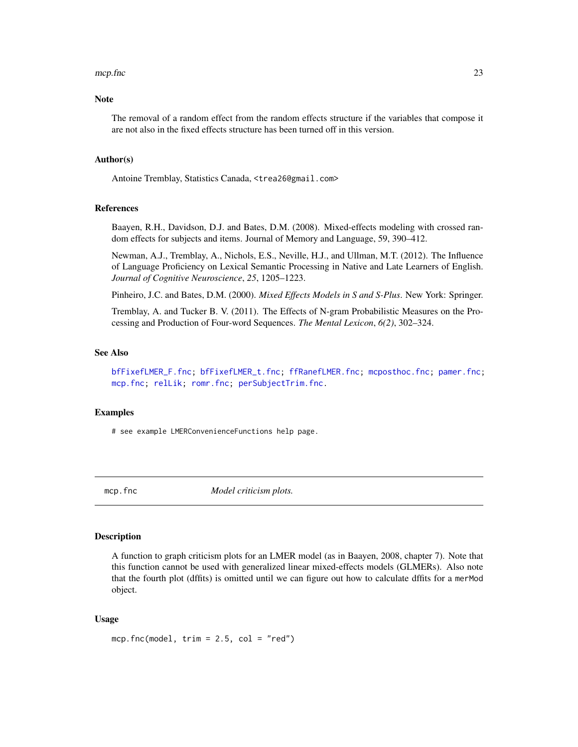### Note

The removal of a random effect from the random effects structure if the variables that compose it are not also in the fixed effects structure has been turned off in this version.

### Author(s)

Antoine Tremblay, Statistics Canada, <trea26@gmail.com>

### References

Baayen, R.H., Davidson, D.J. and Bates, D.M. (2008). Mixed-effects modeling with crossed random effects for subjects and items. Journal of Memory and Language, 59, 390–412.

Newman, A.J., Tremblay, A., Nichols, E.S., Neville, H.J., and Ullman, M.T. (2012). The Influence of Language Proficiency on Lexical Semantic Processing in Native and Late Learners of English. *Journal of Cognitive Neuroscience*, *25*, 1205–1223.

Pinheiro, J.C. and Bates, D.M. (2000). *Mixed Effects Models in S and S-Plus*. New York: Springer.

Tremblay, A. and Tucker B. V. (2011). The Effects of N-gram Probabilistic Measures on the Processing and Production of Four-word Sequences. *The Mental Lexicon*, *6(2)*, 302–324.

### See Also

`bfFixefLMER_F.fnc`; `bfFixefLMER_t.fnc`; `ffRanefLMER.fnc`; `mcposthoc.fnc`; `pamer.fnc`; `mcp.fnc`; `relLik`; `romr.fnc`; `perSubjectTrim.fnc`.

### Examples

```
# see example LMERConvenienceFunctions help page.
```

---

## mcp.fnc *Model criticism plots.*

### Description

A function to graph criticism plots for an LMER model (as in Baayen, 2008, chapter 7). Note that this function cannot be used with generalized linear mixed-effects models (GLMERs). Also note that the fourth plot (dffits) is omitted until we can figure out how to calculate dffits for a `merMod` object.

### Usage

```
mcp.fnc(model, trim = 2.5, col = "red")
```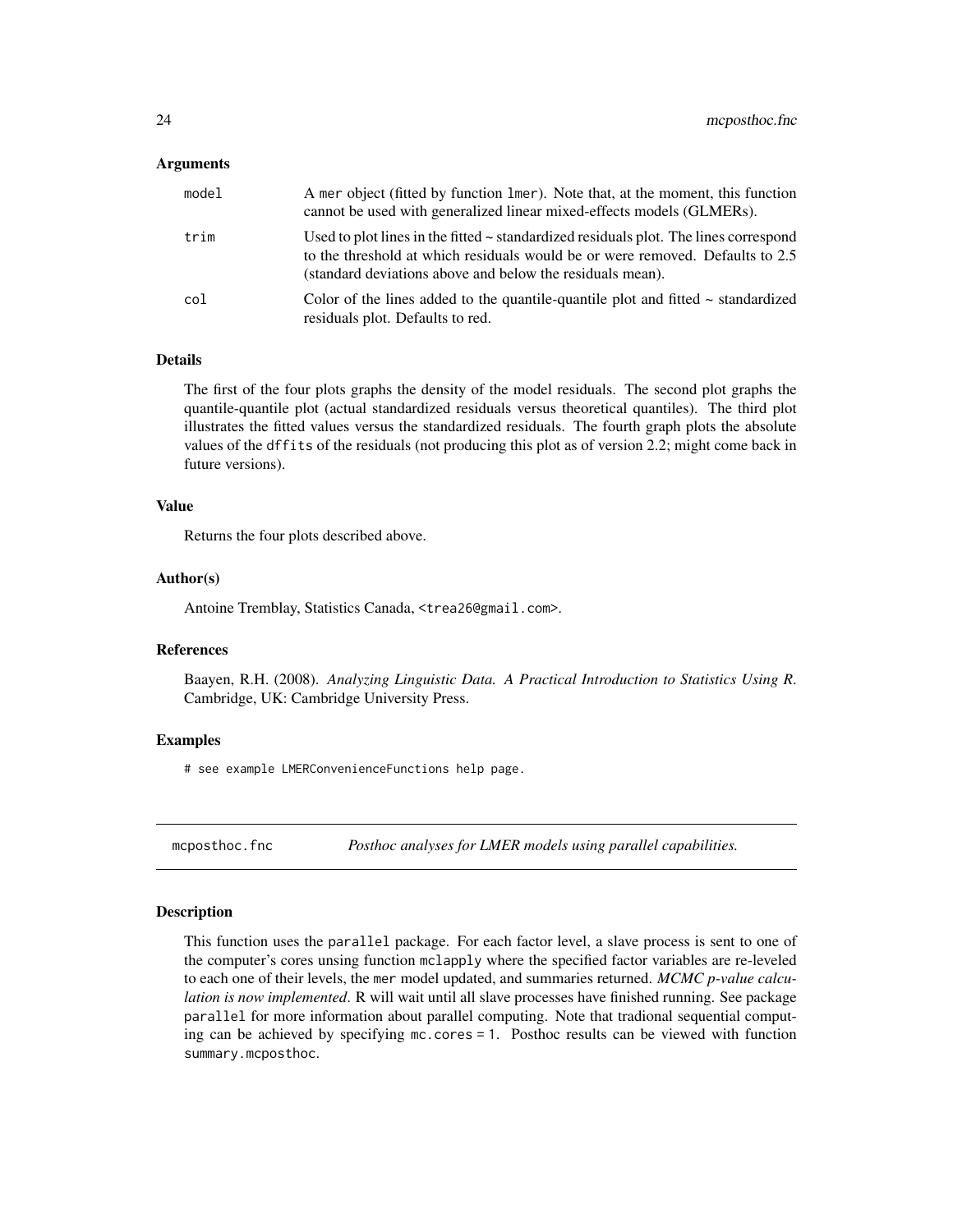### Arguments

| | |
|---|---|
| `model` | A `mer` object (fitted by function `lmer`). Note that, at the moment, this function cannot be used with generalized linear mixed-effects models (GLMERs). |
| `trim` | Used to plot lines in the fitted ~ standardized residuals plot. The lines correspond to the threshold at which residuals would be or were removed. Defaults to 2.5 (standard deviations above and below the residuals mean). |
| `col` | Color of the lines added to the quantile-quantile plot and fitted ~ standardized residuals plot. Defaults to red. |

### Details

The first of the four plots graphs the density of the model residuals. The second plot graphs the quantile-quantile plot (actual standardized residuals versus theoretical quantiles). The third plot illustrates the fitted values versus the standardized residuals. The fourth graph plots the absolute values of the `dffits` of the residuals (not producing this plot as of version 2.2; might come back in future versions).

### Value

Returns the four plots described above.

### Author(s)

Antoine Tremblay, Statistics Canada, <trea26@gmail.com>.

### References

Baayen, R.H. (2008). *Analyzing Linguistic Data. A Practical Introduction to Statistics Using R*. Cambridge, UK: Cambridge University Press.

### Examples

```
# see example LMERConvenienceFunctions help page.
```

---

## mcposthoc.fnc — *Posthoc analyses for LMER models using parallel capabilities.*

---

### Description

This function uses the `parallel` package. For each factor level, a slave process is sent to one of the computer's cores unsing function `mclapply` where the specified factor variables are re-leveled to each one of their levels, the `mer` model updated, and summaries returned. *MCMC p-value calculation is now implemented*. R will wait until all slave processes have finished running. See package `parallel` for more information about parallel computing. Note that tradional sequential computing can be achieved by specifying `mc.cores = 1`. Posthoc results can be viewed with function `summary.mcposthoc`.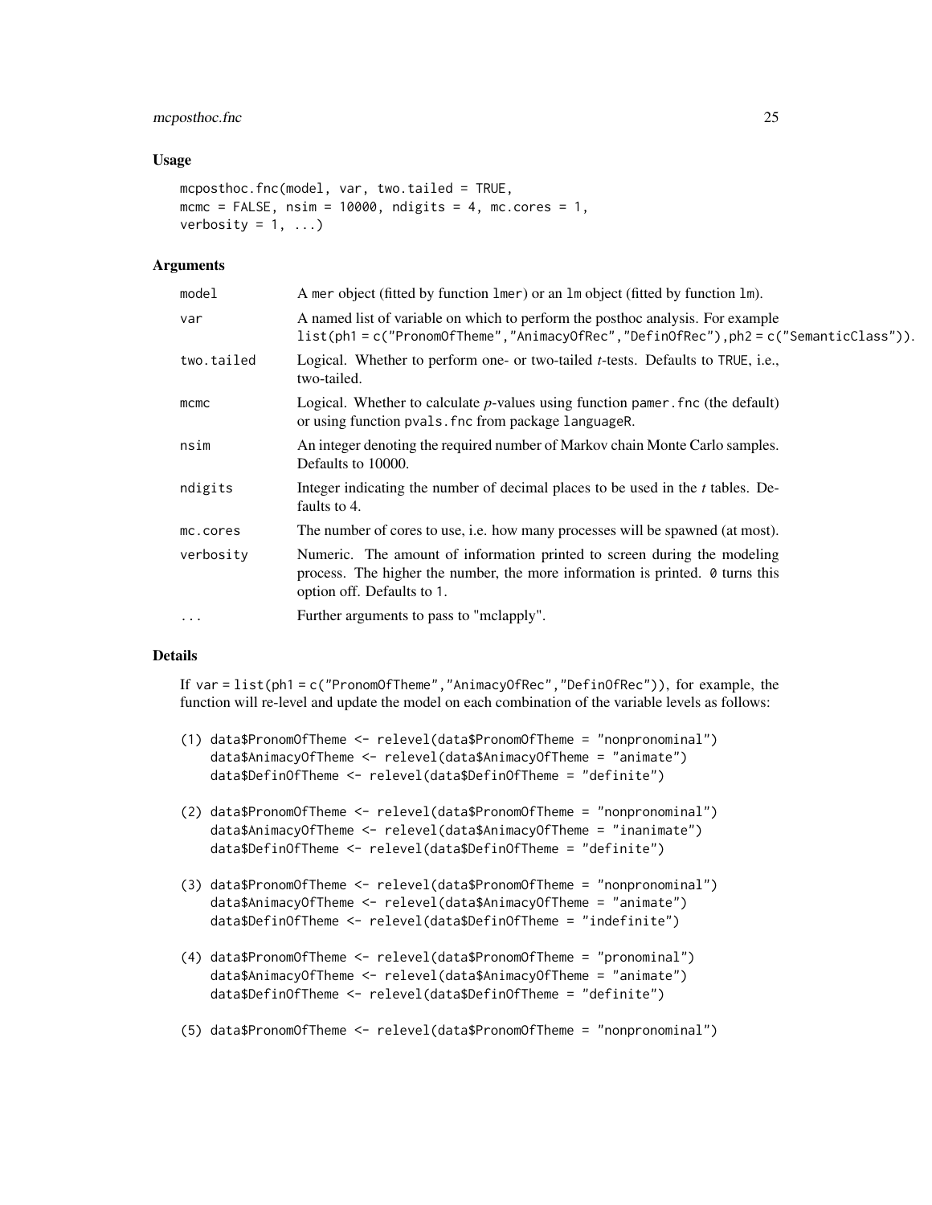## Usage

```
mcposthoc.fnc(model, var, two.tailed = TRUE,
mcmc = FALSE, nsim = 10000, ndigits = 4, mc.cores = 1,
verbosity = 1, ...)
```

## Arguments

| | |
|---|---|
| model | A mer object (fitted by function lmer) or an lm object (fitted by function lm). |
| var | A named list of variable on which to perform the posthoc analysis. For example list(ph1 = c("PronomOfTheme","AnimacyOfRec","DefinOfRec"),ph2 = c("SemanticClass")). |
| two.tailed | Logical. Whether to perform one- or two-tailed *t*-tests. Defaults to TRUE, i.e., two-tailed. |
| mcmc | Logical. Whether to calculate *p*-values using function pamer.fnc (the default) or using function pvals.fnc from package languageR. |
| nsim | An integer denoting the required number of Markov chain Monte Carlo samples. Defaults to 10000. |
| ndigits | Integer indicating the number of decimal places to be used in the *t* tables. Defaults to 4. |
| mc.cores | The number of cores to use, i.e. how many processes will be spawned (at most). |
| verbosity | Numeric. The amount of information printed to screen during the modeling process. The higher the number, the more information is printed. 0 turns this option off. Defaults to 1. |
| ... | Further arguments to pass to "mclapply". |

## Details

If var = list(ph1 = c("PronomOfTheme","AnimacyOfRec","DefinOfRec")), for example, the function will re-level and update the model on each combination of the variable levels as follows:

```
(1) data$PronomOfTheme <- relevel(data$PronomOfTheme = "nonpronominal")
    data$AnimacyOfTheme <- relevel(data$AnimacyOfTheme = "animate")
    data$DefinOfTheme <- relevel(data$DefinOfTheme = "definite")

(2) data$PronomOfTheme <- relevel(data$PronomOfTheme = "nonpronominal")
    data$AnimacyOfTheme <- relevel(data$AnimacyOfTheme = "inanimate")
    data$DefinOfTheme <- relevel(data$DefinOfTheme = "definite")

(3) data$PronomOfTheme <- relevel(data$PronomOfTheme = "nonpronominal")
    data$AnimacyOfTheme <- relevel(data$AnimacyOfTheme = "animate")
    data$DefinOfTheme <- relevel(data$DefinOfTheme = "indefinite")

(4) data$PronomOfTheme <- relevel(data$PronomOfTheme = "pronominal")
    data$AnimacyOfTheme <- relevel(data$AnimacyOfTheme = "animate")
    data$DefinOfTheme <- relevel(data$DefinOfTheme = "definite")

(5) data$PronomOfTheme <- relevel(data$PronomOfTheme = "nonpronominal")
```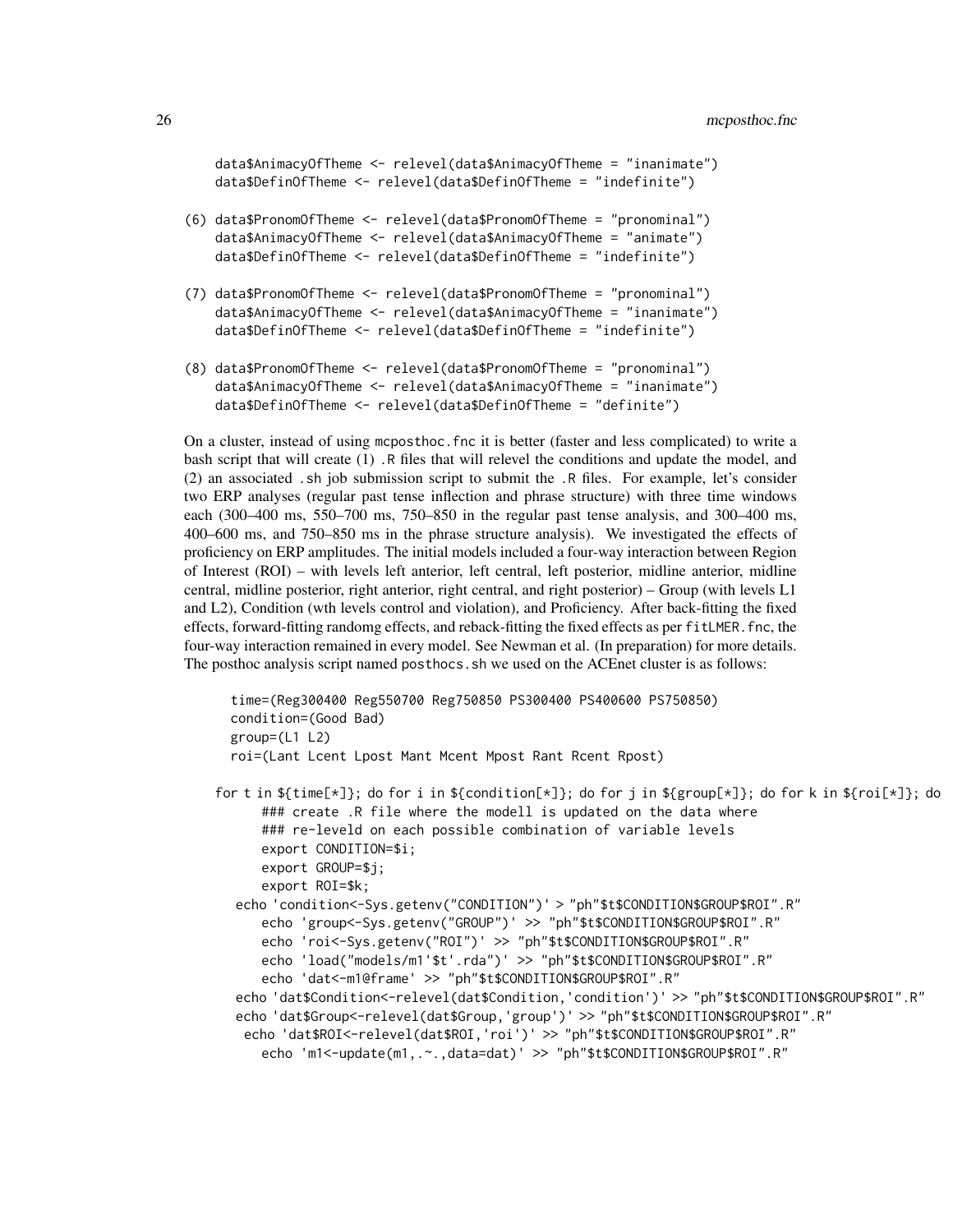```
    data$AnimacyOfTheme <- relevel(data$AnimacyOfTheme = "inanimate")
    data$DefinOfTheme <- relevel(data$DefinOfTheme = "indefinite")

(6) data$PronomOfTheme <- relevel(data$PronomOfTheme = "pronominal")
    data$AnimacyOfTheme <- relevel(data$AnimacyOfTheme = "animate")
    data$DefinOfTheme <- relevel(data$DefinOfTheme = "indefinite")

(7) data$PronomOfTheme <- relevel(data$PronomOfTheme = "pronominal")
    data$AnimacyOfTheme <- relevel(data$AnimacyOfTheme = "inanimate")
    data$DefinOfTheme <- relevel(data$DefinOfTheme = "indefinite")

(8) data$PronomOfTheme <- relevel(data$PronomOfTheme = "pronominal")
    data$AnimacyOfTheme <- relevel(data$AnimacyOfTheme = "inanimate")
    data$DefinOfTheme <- relevel(data$DefinOfTheme = "definite")
```

On a cluster, instead of using `mcposthoc.fnc` it is better (faster and less complicated) to write a bash script that will create (1) `.R` files that will relevel the conditions and update the model, and (2) an associated `.sh` job submission script to submit the `.R` files. For example, let's consider two ERP analyses (regular past tense inflection and phrase structure) with three time windows each (300–400 ms, 550–700 ms, 750–850 in the regular past tense analysis, and 300–400 ms, 400–600 ms, and 750–850 ms in the phrase structure analysis). We investigated the effects of proficiency on ERP amplitudes. The initial models included a four-way interaction between Region of Interest (ROI) – with levels left anterior, left central, left posterior, midline anterior, midline central, midline posterior, right anterior, right central, and right posterior) – Group (with levels L1 and L2), Condition (wth levels control and violation), and Proficiency. After back-fitting the fixed effects, forward-fitting randomg effects, and reback-fitting the fixed effects as per `fitLMER.fnc`, the four-way interaction remained in every model. See Newman et al. (In preparation) for more details. The posthoc analysis script named `posthocs.sh` we used on the ACEnet cluster is as follows:

```
    time=(Reg300400 Reg550700 Reg750850 PS300400 PS400600 PS750850)
    condition=(Good Bad)
    group=(L1 L2)
    roi=(Lant Lcent Lpost Mant Mcent Mpost Rant Rcent Rpost)

for t in ${time[*]}; do for i in ${condition[*]}; do for j in ${group[*]}; do for k in ${roi[*]}; do
        ### create .R file where the modell is updated on the data where
        ### re-leveld on each possible combination of variable levels
        export CONDITION=$i;
        export GROUP=$j;
        export ROI=$k;
    echo 'condition<-Sys.getenv("CONDITION")' > "ph"$t$CONDITION$GROUP$ROI".R"
        echo 'group<-Sys.getenv("GROUP")' >> "ph"$t$CONDITION$GROUP$ROI".R"
        echo 'roi<-Sys.getenv("ROI")' >> "ph"$t$CONDITION$GROUP$ROI".R"
        echo 'load("models/m1'$t'.rda")' >> "ph"$t$CONDITION$GROUP$ROI".R"
        echo 'dat<-m1@frame' >> "ph"$t$CONDITION$GROUP$ROI".R"
    echo 'dat$Condition<-relevel(dat$Condition,'condition')' >> "ph"$t$CONDITION$GROUP$ROI".R"
    echo 'dat$Group<-relevel(dat$Group,'group')' >> "ph"$t$CONDITION$GROUP$ROI".R"
     echo 'dat$ROI<-relevel(dat$ROI,'roi')' >> "ph"$t$CONDITION$GROUP$ROI".R"
        echo 'm1<-update(m1,.~.,data=dat)' >> "ph"$t$CONDITION$GROUP$ROI".R"
```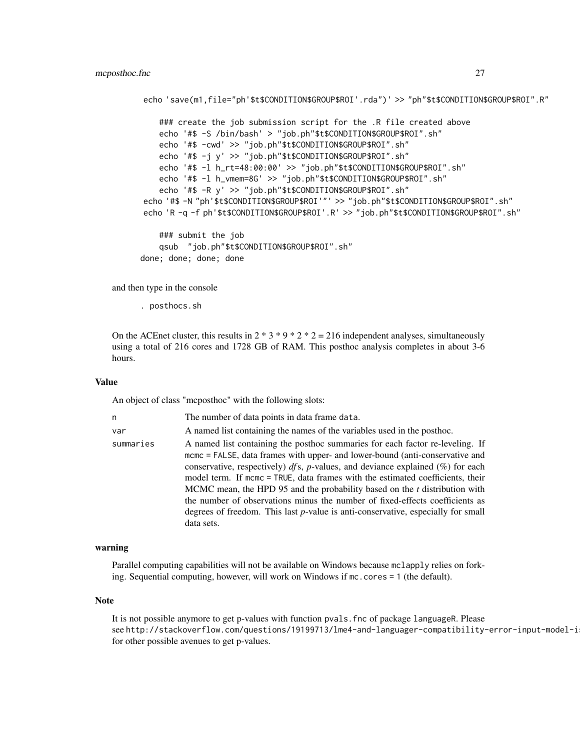```
echo 'save(m1,file="ph'$t$CONDITION$GROUP$ROI'.rda")' >> "ph"$t$CONDITION$GROUP$ROI".R"

    ### create the job submission script for the .R file created above
    echo '#$ -S /bin/bash' > "job.ph"$t$CONDITION$GROUP$ROI".sh"
    echo '#$ -cwd' >> "job.ph"$t$CONDITION$GROUP$ROI".sh"
    echo '#$ -j y' >> "job.ph"$t$CONDITION$GROUP$ROI".sh"
    echo '#$ -l h_rt=48:00:00' >> "job.ph"$t$CONDITION$GROUP$ROI".sh"
    echo '#$ -l h_vmem=8G' >> "job.ph"$t$CONDITION$GROUP$ROI".sh"
    echo '#$ -R y' >> "job.ph"$t$CONDITION$GROUP$ROI".sh"
echo '#$ -N "ph'$t$CONDITION$GROUP$ROI'"' >> "job.ph"$t$CONDITION$GROUP$ROI".sh"
echo 'R -q -f ph'$t$CONDITION$GROUP$ROI'.R' >> "job.ph"$t$CONDITION$GROUP$ROI".sh"

    ### submit the job
    qsub  "job.ph"$t$CONDITION$GROUP$ROI".sh"
done; done; done; done
```

and then type in the console

```
. posthocs.sh
```

On the ACEnet cluster, this results in 2 * 3 * 9 * 2 * 2 = 216 independent analyses, simultaneously using a total of 216 cores and 1728 GB of RAM. This posthoc analysis completes in about 3-6 hours.

### Value

An object of class "mcposthoc" with the following slots:

- `n` — The number of data points in data frame `data`.
- `var` — A named list containing the names of the variables used in the posthoc.
- `summaries` — A named list containing the posthoc summaries for each factor re-leveling. If `mcmc = FALSE`, data frames with upper- and lower-bound (anti-conservative and conservative, respectively) *df*s, *p*-values, and deviance explained (%) for each model term. If `mcmc = TRUE`, data frames with the estimated coefficients, their MCMC mean, the HPD 95 and the probability based on the *t* distribution with the number of observations minus the number of fixed-effects coefficients as degrees of freedom. This last *p*-value is anti-conservative, especially for small data sets.

### warning

Parallel computing capabilities will not be available on Windows because `mclapply` relies on forking. Sequential computing, however, will work on Windows if `mc.cores = 1` (the default).

### Note

It is not possible anymore to get p-values with function `pvals.fnc` of package `languageR`. Please see `http://stackoverflow.com/questions/19199713/lme4-and-languager-compatibility-error-input-model-i` for other possible avenues to get p-values.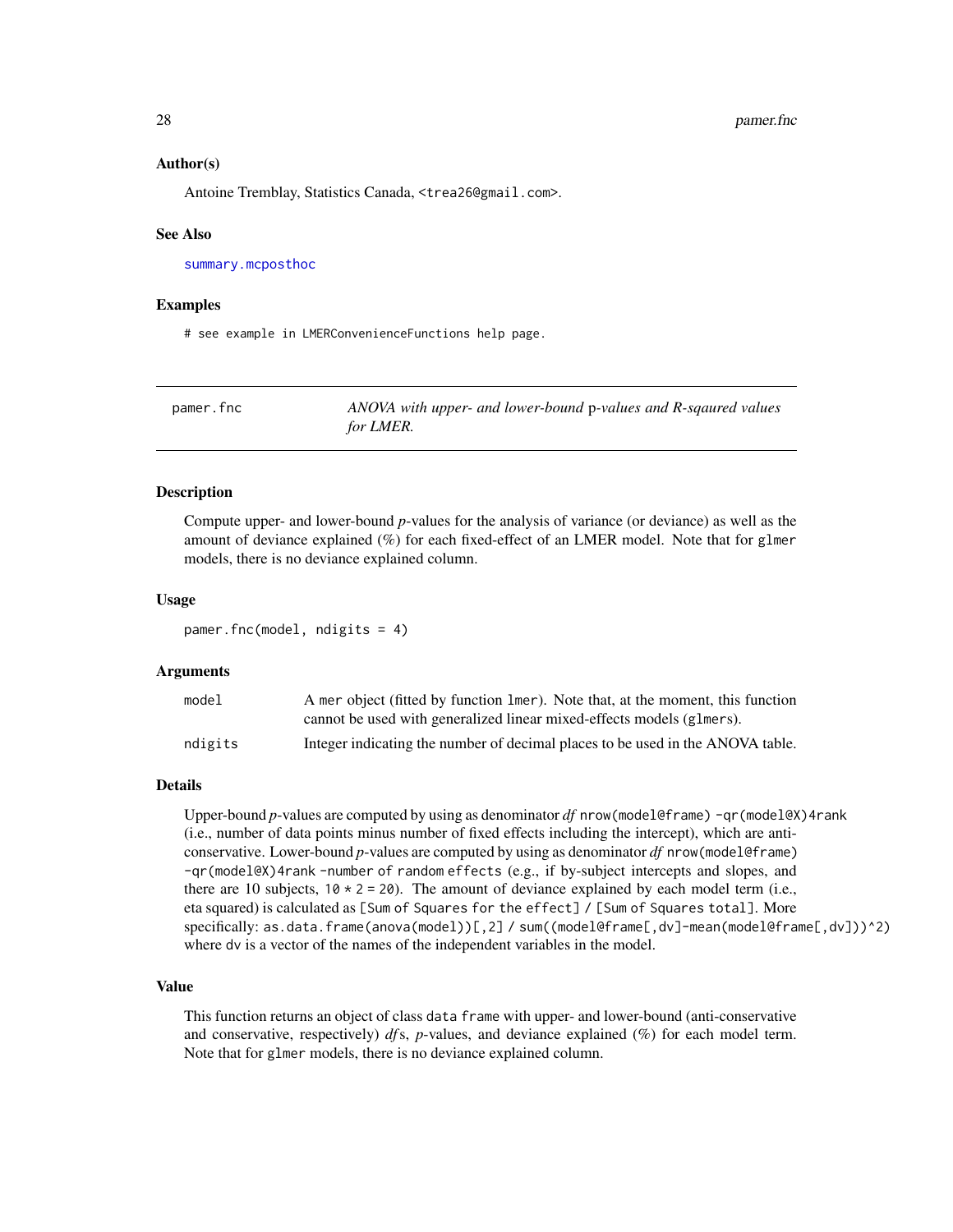## Author(s)

Antoine Tremblay, Statistics Canada, <trea26@gmail.com>.

## See Also

summary.mcposthoc

## Examples

```
# see example in LMERConvenienceFunctions help page.
```

---

**pamer.fnc** — *ANOVA with upper- and lower-bound* p*-values and R-sqaured values for LMER.*

---

## Description

Compute upper- and lower-bound *p*-values for the analysis of variance (or deviance) as well as the amount of deviance explained (%) for each fixed-effect of an LMER model. Note that for `glmer` models, there is no deviance explained column.

## Usage

```
pamer.fnc(model, ndigits = 4)
```

## Arguments

| | |
|---|---|
| `model` | A `mer` object (fitted by function `lmer`). Note that, at the moment, this function cannot be used with generalized linear mixed-effects models (`glmer`s). |
| `ndigits` | Integer indicating the number of decimal places to be used in the ANOVA table. |

## Details

Upper-bound *p*-values are computed by using as denominator *df* `nrow(model@frame) -qr(model@X)4rank` (i.e., number of data points minus number of fixed effects including the intercept), which are anti-conservative. Lower-bound *p*-values are computed by using as denominator *df* `nrow(model@frame) -qr(model@X)4rank -number of random effects` (e.g., if by-subject intercepts and slopes, and there are 10 subjects, `10 * 2 = 20`). The amount of deviance explained by each model term (i.e., eta squared) is calculated as `[Sum of Squares for the effect] / [Sum of Squares total]`. More specifically: `as.data.frame(anova(model))[,2] / sum((model@frame[,dv]-mean(model@frame[,dv]))^2)` where `dv` is a vector of the names of the independent variables in the model.

## Value

This function returns an object of class `data frame` with upper- and lower-bound (anti-conservative and conservative, respectively) *df*s, *p*-values, and deviance explained (%) for each model term. Note that for `glmer` models, there is no deviance explained column.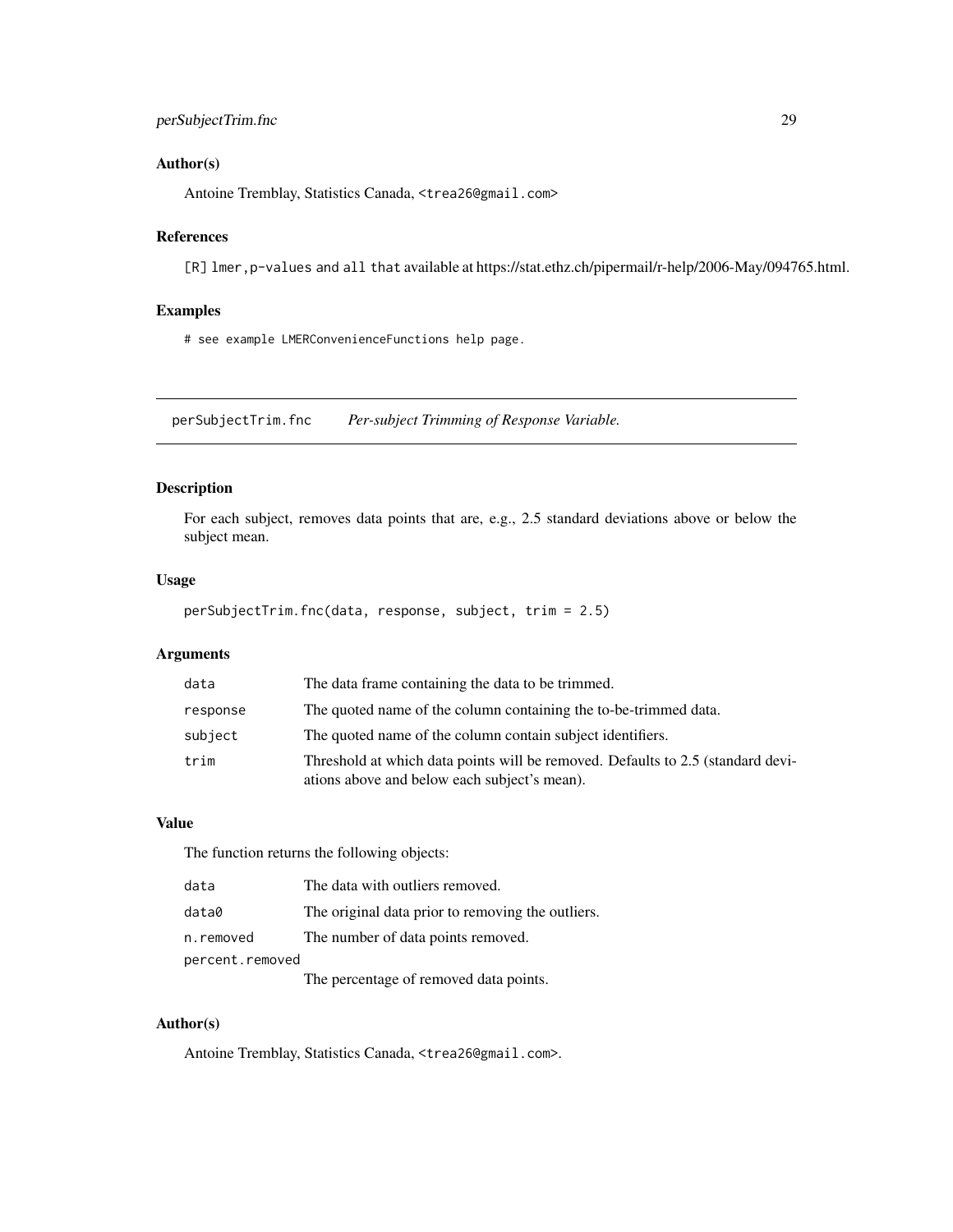## Author(s)

Antoine Tremblay, Statistics Canada, <trea26@gmail.com>

## References

[R] `lmer,p-values` and `all that` available at https://stat.ethz.ch/pipermail/r-help/2006-May/094765.html.

## Examples

```
# see example LMERConvenienceFunctions help page.
```

---

# perSubjectTrim.fnc *Per-subject Trimming of Response Variable.*

## Description

For each subject, removes data points that are, e.g., 2.5 standard deviations above or below the subject mean.

## Usage

```
perSubjectTrim.fnc(data, response, subject, trim = 2.5)
```

## Arguments

| | |
|---|---|
| `data` | The data frame containing the data to be trimmed. |
| `response` | The quoted name of the column containing the to-be-trimmed data. |
| `subject` | The quoted name of the column contain subject identifiers. |
| `trim` | Threshold at which data points will be removed. Defaults to 2.5 (standard deviations above and below each subject's mean). |

## Value

The function returns the following objects:

| | |
|---|---|
| `data` | The data with outliers removed. |
| `data0` | The original data prior to removing the outliers. |
| `n.removed` | The number of data points removed. |
| `percent.removed` | The percentage of removed data points. |

## Author(s)

Antoine Tremblay, Statistics Canada, <trea26@gmail.com>.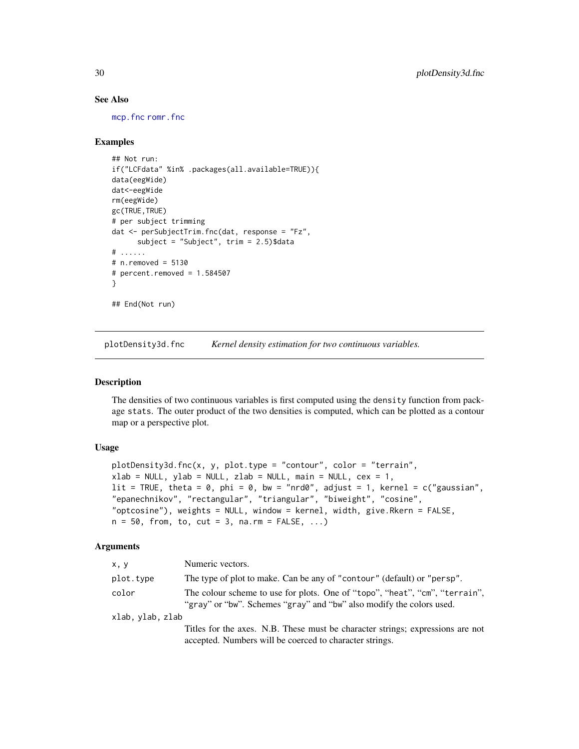## See Also

mcp.fnc romr.fnc

## Examples

```
## Not run:
if("LCFdata" %in% .packages(all.available=TRUE)){
data(eegWide)
dat<-eegWide
rm(eegWide)
gc(TRUE,TRUE)
# per subject trimming
dat <- perSubjectTrim.fnc(dat, response = "Fz",
      subject = "Subject", trim = 2.5)$data
# ......
# n.removed = 5130
# percent.removed = 1.584507
}

## End(Not run)
```

---

# plotDensity3d.fnc    *Kernel density estimation for two continuous variables.*

---

## Description

The densities of two continuous variables is first computed using the `density` function from package `stats`. The outer product of the two densities is computed, which can be plotted as a contour map or a perspective plot.

## Usage

```
plotDensity3d.fnc(x, y, plot.type = "contour", color = "terrain",
xlab = NULL, ylab = NULL, zlab = NULL, main = NULL, cex = 1,
lit = TRUE, theta = 0, phi = 0, bw = "nrd0", adjust = 1, kernel = c("gaussian",
"epanechnikov", "rectangular", "triangular", "biweight", "cosine",
"optcosine"), weights = NULL, window = kernel, width, give.Rkern = FALSE,
n = 50, from, to, cut = 3, na.rm = FALSE, ...)
```

## Arguments

| | |
|---|---|
| `x, y` | Numeric vectors. |
| `plot.type` | The type of plot to make. Can be any of `"contour"` (default) or `"persp"`. |
| `color` | The colour scheme to use for plots. One of "topo", "heat", "cm", "terrain", "gray" or "bw". Schemes "gray" and "bw" also modify the colors used. |
| `xlab, ylab, zlab` | Titles for the axes. N.B. These must be character strings; expressions are not accepted. Numbers will be coerced to character strings. |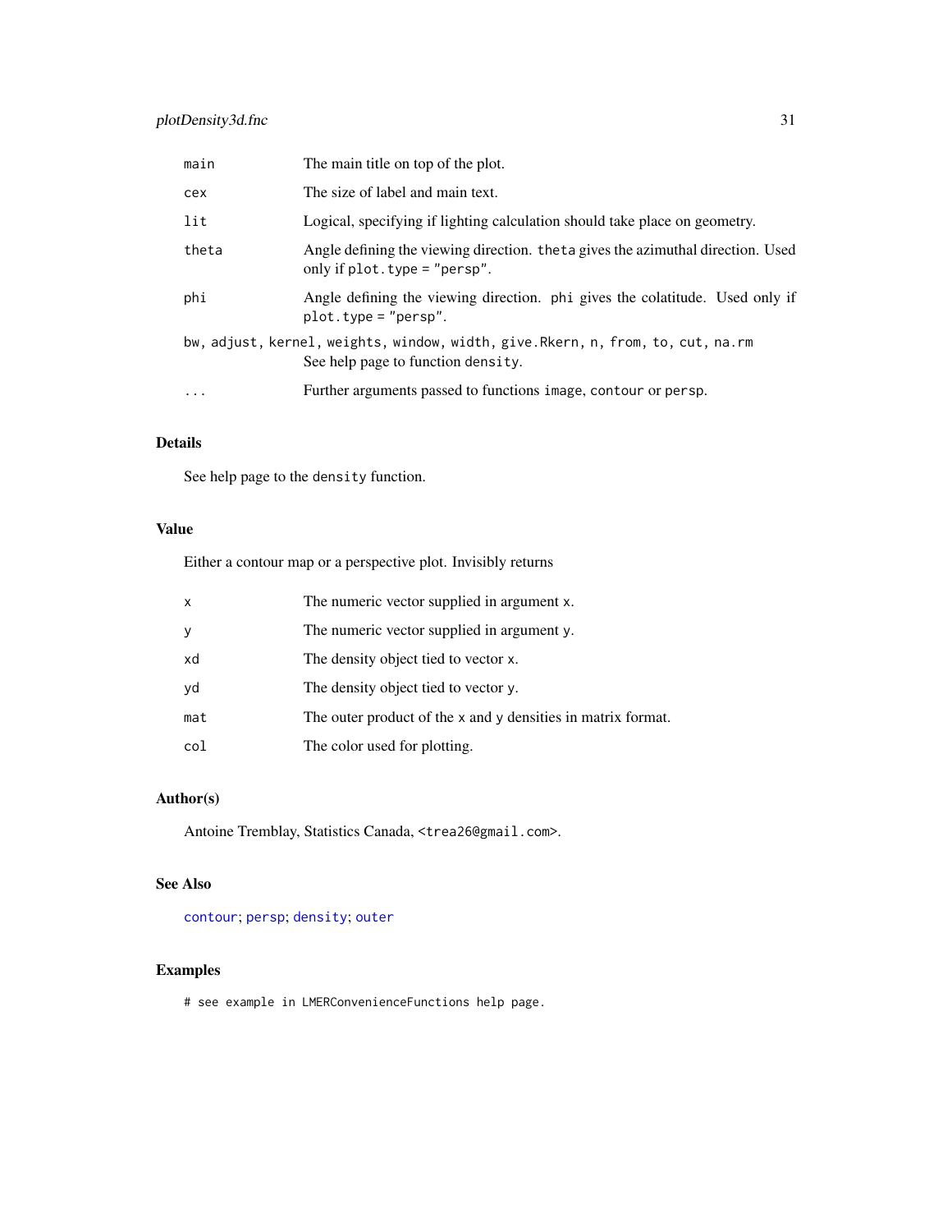| | |
|---|---|
| `main` | The main title on top of the plot. |
| `cex` | The size of label and main text. |
| `lit` | Logical, specifying if lighting calculation should take place on geometry. |
| `theta` | Angle defining the viewing direction. `theta` gives the azimuthal direction. Used only if `plot.type = "persp"`. |
| `phi` | Angle defining the viewing direction. `phi` gives the colatitude. Used only if `plot.type = "persp"`. |
| `bw, adjust, kernel, weights, window, width, give.Rkern, n, from, to, cut, na.rm` | See help page to function `density`. |
| `...` | Further arguments passed to functions `image`, `contour` or `persp`. |

### Details

See help page to the `density` function.

### Value

Either a contour map or a perspective plot. Invisibly returns

| | |
|---|---|
| `x` | The numeric vector supplied in argument `x`. |
| `y` | The numeric vector supplied in argument `y`. |
| `xd` | The density object tied to vector `x`. |
| `yd` | The density object tied to vector `y`. |
| `mat` | The outer product of the `x` and `y` densities in matrix format. |
| `col` | The color used for plotting. |

### Author(s)

Antoine Tremblay, Statistics Canada, <trea26@gmail.com>.

### See Also

`contour`; `persp`; `density`; `outer`

### Examples

```
# see example in LMERConvenienceFunctions help page.
```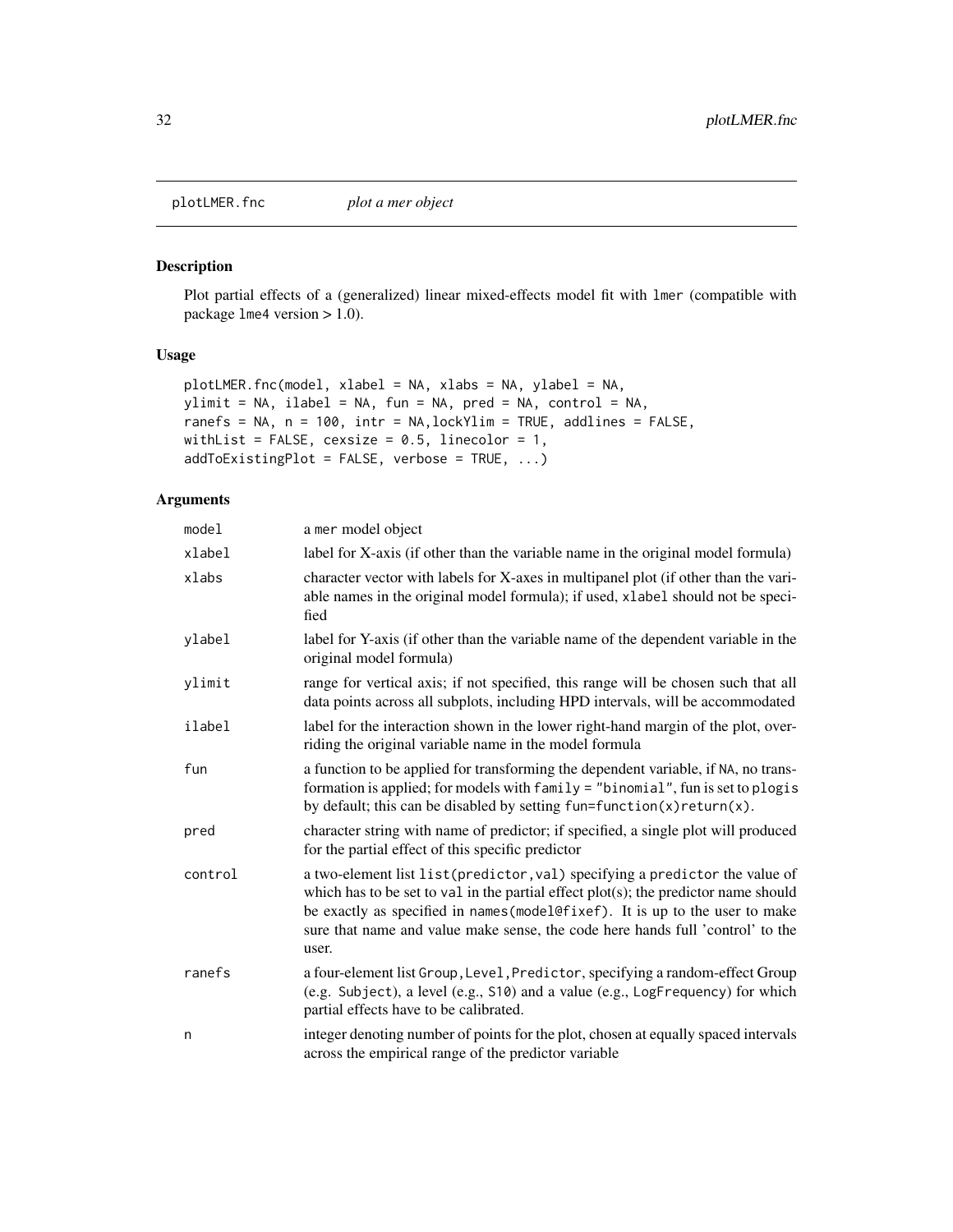plotLMER.fnc *plot a mer object*

## Description

Plot partial effects of a (generalized) linear mixed-effects model fit with lmer (compatible with package lme4 version > 1.0).

## Usage

```
plotLMER.fnc(model, xlabel = NA, xlabs = NA, ylabel = NA,
ylimit = NA, ilabel = NA, fun = NA, pred = NA, control = NA,
ranefs = NA, n = 100, intr = NA,lockYlim = TRUE, addlines = FALSE,
withList = FALSE, cexsize = 0.5, linecolor = 1,
addToExistingPlot = FALSE, verbose = TRUE, ...)
```

## Arguments

| | |
|---|---|
| model | a mer model object |
| xlabel | label for X-axis (if other than the variable name in the original model formula) |
| xlabs | character vector with labels for X-axes in multipanel plot (if other than the variable names in the original model formula); if used, xlabel should not be specified |
| ylabel | label for Y-axis (if other than the variable name of the dependent variable in the original model formula) |
| ylimit | range for vertical axis; if not specified, this range will be chosen such that all data points across all subplots, including HPD intervals, will be accommodated |
| ilabel | label for the interaction shown in the lower right-hand margin of the plot, overriding the original variable name in the model formula |
| fun | a function to be applied for transforming the dependent variable, if NA, no transformation is applied; for models with family = "binomial", fun is set to plogis by default; this can be disabled by setting fun=function(x)return(x). |
| pred | character string with name of predictor; if specified, a single plot will produced for the partial effect of this specific predictor |
| control | a two-element list list(predictor,val) specifying a predictor the value of which has to be set to val in the partial effect plot(s); the predictor name should be exactly as specified in names(model@fixef). It is up to the user to make sure that name and value make sense, the code here hands full 'control' to the user. |
| ranefs | a four-element list Group,Level,Predictor, specifying a random-effect Group (e.g. Subject), a level (e.g., S10) and a value (e.g., LogFrequency) for which partial effects have to be calibrated. |
| n | integer denoting number of points for the plot, chosen at equally spaced intervals across the empirical range of the predictor variable |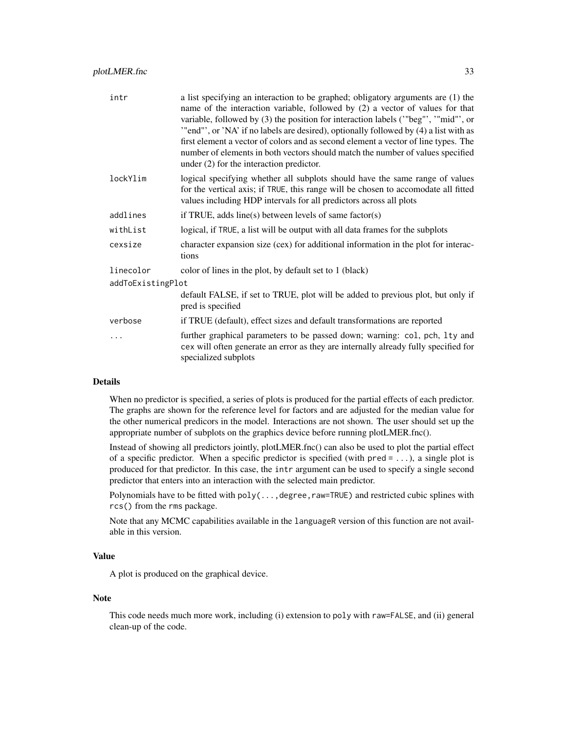| | |
|---|---|
| `intr` | a list specifying an interaction to be graphed; obligatory arguments are (1) the name of the interaction variable, followed by (2) a vector of values for that variable, followed by (3) the position for interaction labels ('"beg"', '"mid"', or '"end"', or 'NA' if no labels are desired), optionally followed by (4) a list with as first element a vector of colors and as second element a vector of line types. The number of elements in both vectors should match the number of values specified under (2) for the interaction predictor. |
| `lockYlim` | logical specifying whether all subplots should have the same range of values for the vertical axis; if `TRUE`, this range will be chosen to accomodate all fitted values including HDP intervals for all predictors across all plots |
| `addlines` | if TRUE, adds line(s) between levels of same factor(s) |
| `withList` | logical, if `TRUE`, a list will be output with all data frames for the subplots |
| `cexsize` | character expansion size (cex) for additional information in the plot for interactions |
| `linecolor` | color of lines in the plot, by default set to 1 (black) |
| `addToExistingPlot` | default FALSE, if set to TRUE, plot will be added to previous plot, but only if pred is specified |
| `verbose` | if TRUE (default), effect sizes and default transformations are reported |
| `...` | further graphical parameters to be passed down; warning: `col`, `pch`, `lty` and `cex` will often generate an error as they are internally already fully specified for specialized subplots |

### Details

When no predictor is specified, a series of plots is produced for the partial effects of each predictor. The graphs are shown for the reference level for factors and are adjusted for the median value for the other numerical predicors in the model. Interactions are not shown. The user should set up the appropriate number of subplots on the graphics device before running plotLMER.fnc().

Instead of showing all predictors jointly, plotLMER.fnc() can also be used to plot the partial effect of a specific predictor. When a specific predictor is specified (with `pred = ...`), a single plot is produced for that predictor. In this case, the `intr` argument can be used to specify a single second predictor that enters into an interaction with the selected main predictor.

Polynomials have to be fitted with `poly(...,degree,raw=TRUE)` and restricted cubic splines with `rcs()` from the `rms` package.

Note that any MCMC capabilities available in the `languageR` version of this function are not available in this version.

### Value

A plot is produced on the graphical device.

### Note

This code needs much more work, including (i) extension to `poly` with `raw=FALSE`, and (ii) general clean-up of the code.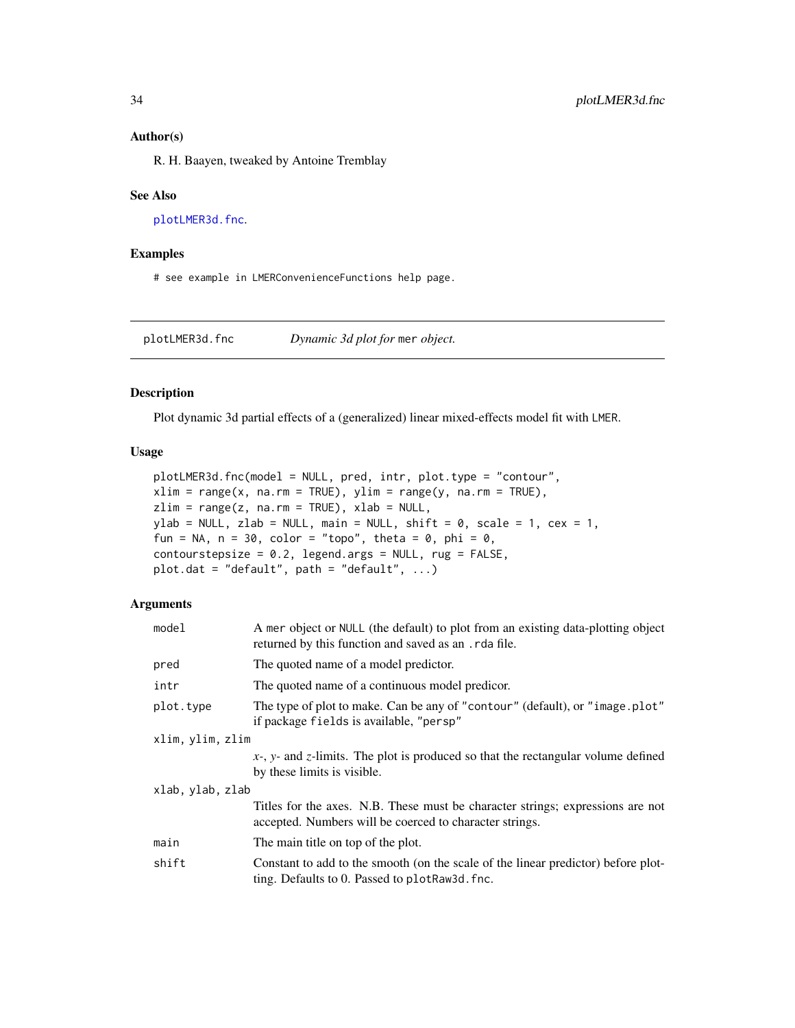### Author(s)

R. H. Baayen, tweaked by Antoine Tremblay

### See Also

plotLMER3d.fnc.

### Examples

```
# see example in LMERConvenienceFunctions help page.
```

---

## plotLMER3d.fnc — *Dynamic 3d plot for* mer *object.*

### Description

Plot dynamic 3d partial effects of a (generalized) linear mixed-effects model fit with LMER.

### Usage

```
plotLMER3d.fnc(model = NULL, pred, intr, plot.type = "contour",
xlim = range(x, na.rm = TRUE), ylim = range(y, na.rm = TRUE),
zlim = range(z, na.rm = TRUE), xlab = NULL,
ylab = NULL, zlab = NULL, main = NULL, shift = 0, scale = 1, cex = 1,
fun = NA, n = 30, color = "topo", theta = 0, phi = 0,
contourstepsize = 0.2, legend.args = NULL, rug = FALSE,
plot.dat = "default", path = "default", ...)
```

### Arguments

| | |
|---|---|
| `model` | A `mer` object or `NULL` (the default) to plot from an existing data-plotting object returned by this function and saved as an `.rda` file. |
| `pred` | The quoted name of a model predictor. |
| `intr` | The quoted name of a continuous model predicor. |
| `plot.type` | The type of plot to make. Can be any of `"contour"` (default), or `"image.plot"` if package `fields` is available, `"persp"` |
| `xlim, ylim, zlim` | *x*-, *y*- and *z*-limits. The plot is produced so that the rectangular volume defined by these limits is visible. |
| `xlab, ylab, zlab` | Titles for the axes. N.B. These must be character strings; expressions are not accepted. Numbers will be coerced to character strings. |
| `main` | The main title on top of the plot. |
| `shift` | Constant to add to the smooth (on the scale of the linear predictor) before plotting. Defaults to 0. Passed to `plotRaw3d.fnc`. |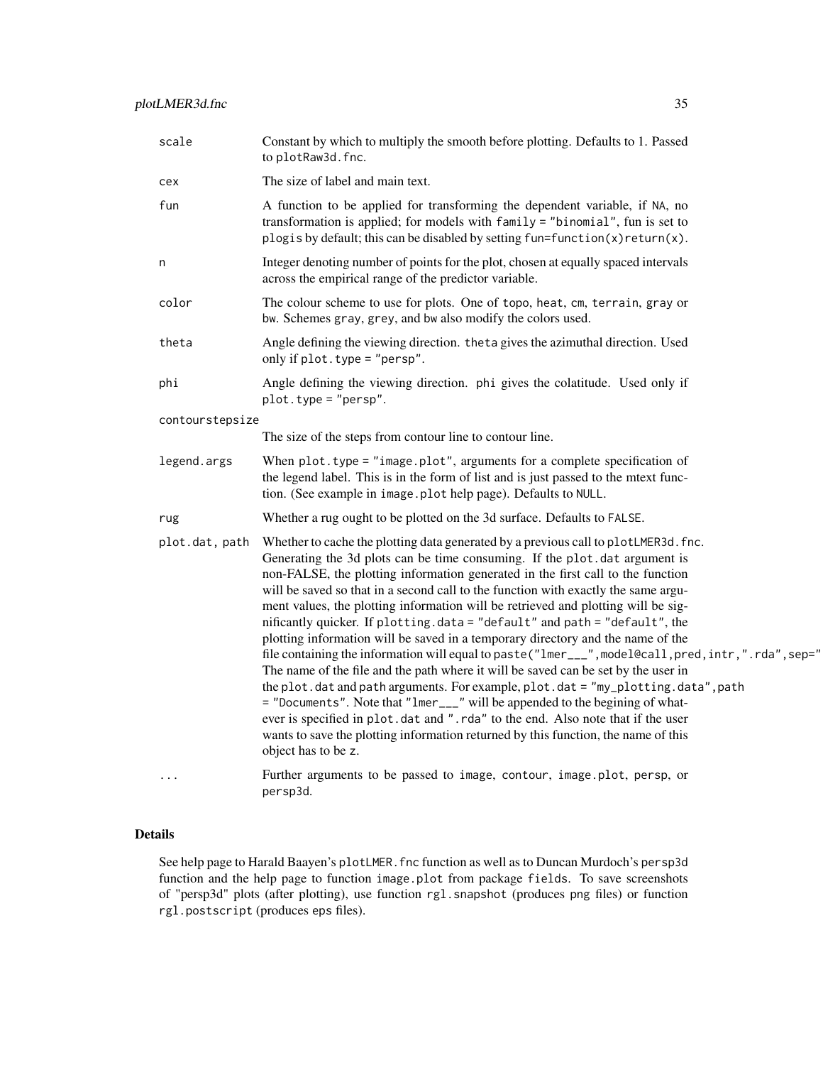| | |
|---|---|
| `scale` | Constant by which to multiply the smooth before plotting. Defaults to 1. Passed to `plotRaw3d.fnc`. |
| `cex` | The size of label and main text. |
| `fun` | A function to be applied for transforming the dependent variable, if `NA`, no transformation is applied; for models with `family = "binomial"`, fun is set to `plogis` by default; this can be disabled by setting `fun=function(x)return(x)`. |
| `n` | Integer denoting number of points for the plot, chosen at equally spaced intervals across the empirical range of the predictor variable. |
| `color` | The colour scheme to use for plots. One of `topo`, `heat`, `cm`, `terrain`, `gray` or `bw`. Schemes `gray`, `grey`, and `bw` also modify the colors used. |
| `theta` | Angle defining the viewing direction. `theta` gives the azimuthal direction. Used only if `plot.type = "persp"`. |
| `phi` | Angle defining the viewing direction. `phi` gives the colatitude. Used only if `plot.type = "persp"`. |
| `contourstepsize` | The size of the steps from contour line to contour line. |
| `legend.args` | When `plot.type = "image.plot"`, arguments for a complete specification of the legend label. This is in the form of list and is just passed to the mtext function. (See example in `image.plot` help page). Defaults to `NULL`. |
| `rug` | Whether a rug ought to be plotted on the 3d surface. Defaults to `FALSE`. |
| `plot.dat, path` | Whether to cache the plotting data generated by a previous call to `plotLMER3d.fnc`. Generating the 3d plots can be time consuming. If the `plot.dat` argument is non-FALSE, the plotting information generated in the first call to the function will be saved so that in a second call to the function with exactly the same argument values, the plotting information will be retrieved and plotting will be significantly quicker. If `plotting.data = "default"` and `path = "default"`, the plotting information will be saved in a temporary directory and the name of the file containing the information will equal to `paste("lmer___",model@call,pred,intr,".rda",sep="` The name of the file and the path where it will be saved can be set by the user in the `plot.dat` and `path` arguments. For example, `plot.dat = "my_plotting.data",path = "Documents"`. Note that `"lmer___"` will be appended to the begining of whatever is specified in `plot.dat` and `".rda"` to the end. Also note that if the user wants to save the plotting information returned by this function, the name of this object has to be `z`. |
| `...` | Further arguments to be passed to `image`, `contour`, `image.plot`, `persp`, or `persp3d`. |

## Details

See help page to Harald Baayen's `plotLMER.fnc` function as well as to Duncan Murdoch's `persp3d` function and the help page to function `image.plot` from package `fields`. To save screenshots of "persp3d" plots (after plotting), use function `rgl.snapshot` (produces png files) or function `rgl.postscript` (produces eps files).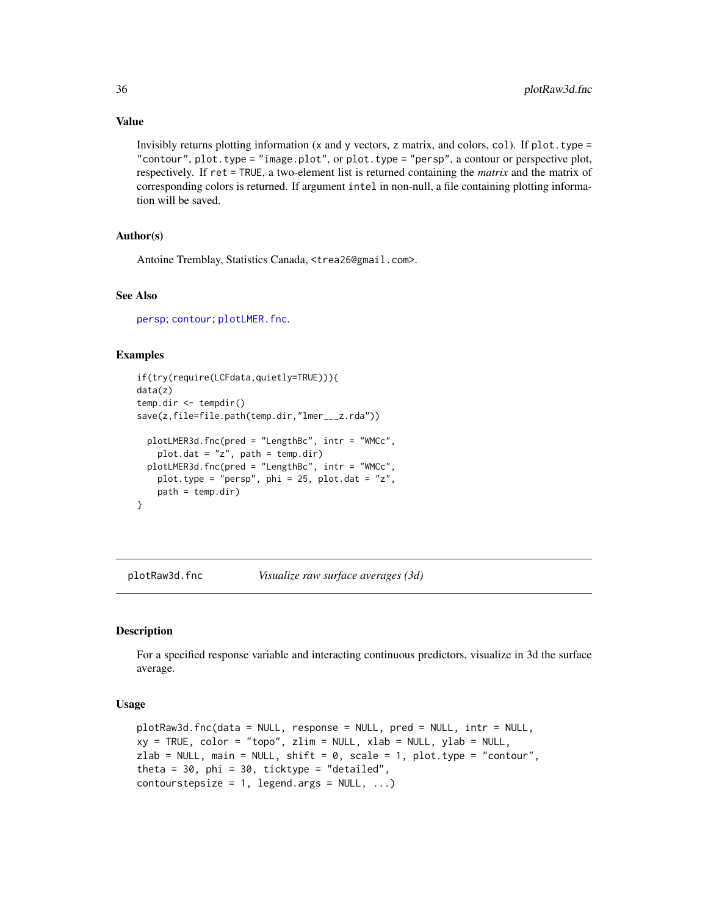## Value

Invisibly returns plotting information (x and y vectors, z matrix, and colors, col). If plot.type = "contour", plot.type = "image.plot", or plot.type = "persp", a contour or perspective plot, respectively. If ret = TRUE, a two-element list is returned containing the *matrix* and the matrix of corresponding colors is returned. If argument intel in non-null, a file containing plotting information will be saved.

## Author(s)

Antoine Tremblay, Statistics Canada, <trea26@gmail.com>.

## See Also

persp; contour; plotLMER.fnc.

## Examples

```
if(try(require(LCFdata,quietly=TRUE))){
data(z)
temp.dir <- tempdir()
save(z,file=file.path(temp.dir,"lmer___z.rda"))

  plotLMER3d.fnc(pred = "LengthBc", intr = "WMCc",
    plot.dat = "z", path = temp.dir)
  plotLMER3d.fnc(pred = "LengthBc", intr = "WMCc",
    plot.type = "persp", phi = 25, plot.dat = "z",
    path = temp.dir)
}
```

---

# plotRaw3d.fnc — *Visualize raw surface averages (3d)*

## Description

For a specified response variable and interacting continuous predictors, visualize in 3d the surface average.

## Usage

```
plotRaw3d.fnc(data = NULL, response = NULL, pred = NULL, intr = NULL,
xy = TRUE, color = "topo", zlim = NULL, xlab = NULL, ylab = NULL,
zlab = NULL, main = NULL, shift = 0, scale = 1, plot.type = "contour",
theta = 30, phi = 30, ticktype = "detailed",
contourstepsize = 1, legend.args = NULL, ...)
```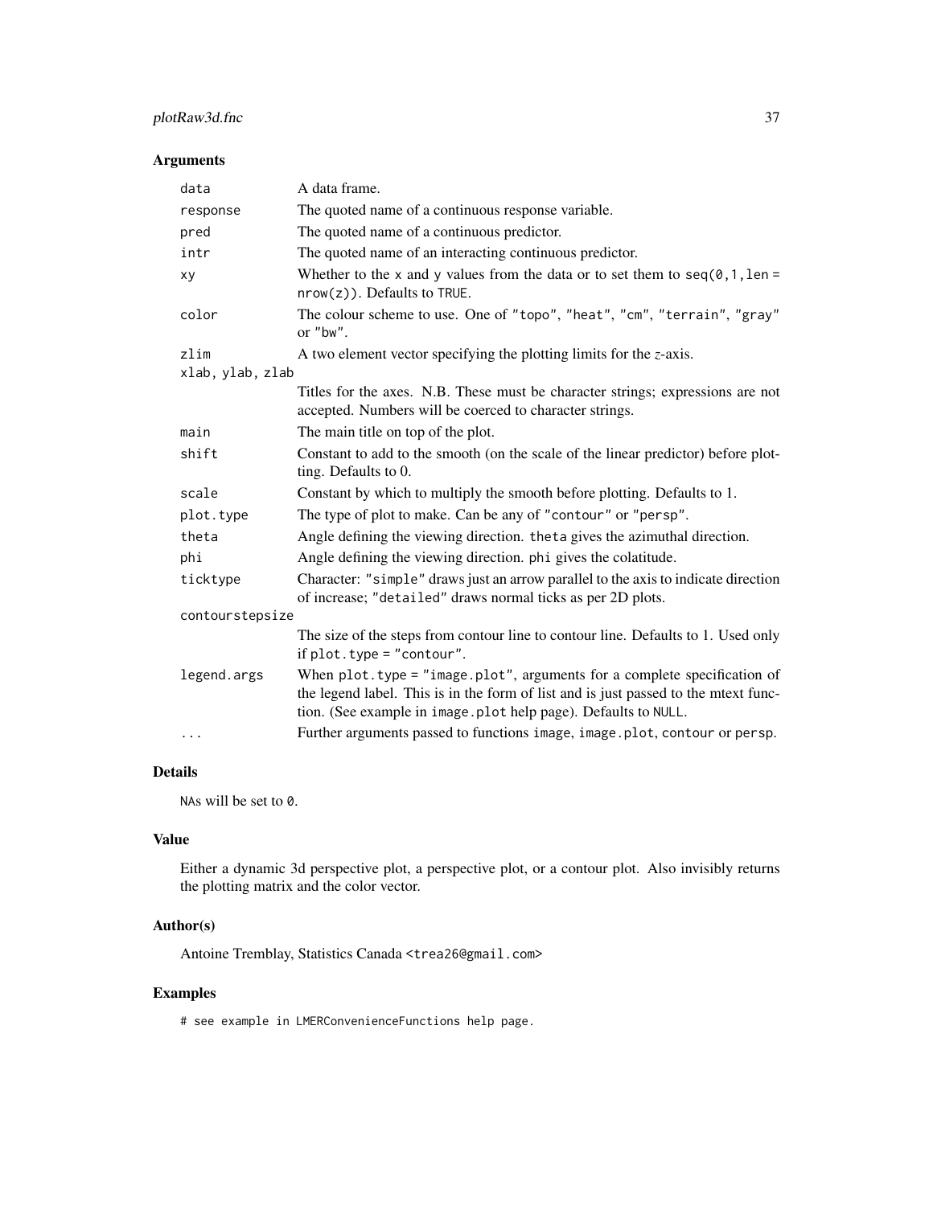## Arguments

| | |
|---|---|
| `data` | A data frame. |
| `response` | The quoted name of a continuous response variable. |
| `pred` | The quoted name of a continuous predictor. |
| `intr` | The quoted name of an interacting continuous predictor. |
| `xy` | Whether to the `x` and `y` values from the data or to set them to `seq(0,1,len = nrow(z))`. Defaults to `TRUE`. |
| `color` | The colour scheme to use. One of `"topo"`, `"heat"`, `"cm"`, `"terrain"`, `"gray"` or `"bw"`. |
| `zlim` | A two element vector specifying the plotting limits for the *z*-axis. |
| `xlab, ylab, zlab` | Titles for the axes. N.B. These must be character strings; expressions are not accepted. Numbers will be coerced to character strings. |
| `main` | The main title on top of the plot. |
| `shift` | Constant to add to the smooth (on the scale of the linear predictor) before plotting. Defaults to 0. |
| `scale` | Constant by which to multiply the smooth before plotting. Defaults to 1. |
| `plot.type` | The type of plot to make. Can be any of `"contour"` or `"persp"`. |
| `theta` | Angle defining the viewing direction. `theta` gives the azimuthal direction. |
| `phi` | Angle defining the viewing direction. `phi` gives the colatitude. |
| `ticktype` | Character: `"simple"` draws just an arrow parallel to the axis to indicate direction of increase; `"detailed"` draws normal ticks as per 2D plots. |
| `contourstepsize` | The size of the steps from contour line to contour line. Defaults to 1. Used only if `plot.type = "contour"`. |
| `legend.args` | When `plot.type = "image.plot"`, arguments for a complete specification of the legend label. This is in the form of list and is just passed to the mtext function. (See example in `image.plot` help page). Defaults to `NULL`. |
| `...` | Further arguments passed to functions `image`, `image.plot`, `contour` or `persp`. |

## Details

`NA`s will be set to `0`.

## Value

Either a dynamic 3d perspective plot, a perspective plot, or a contour plot. Also invisibly returns the plotting matrix and the color vector.

## Author(s)

Antoine Tremblay, Statistics Canada <trea26@gmail.com>

## Examples

```
# see example in LMERConvenienceFunctions help page.
```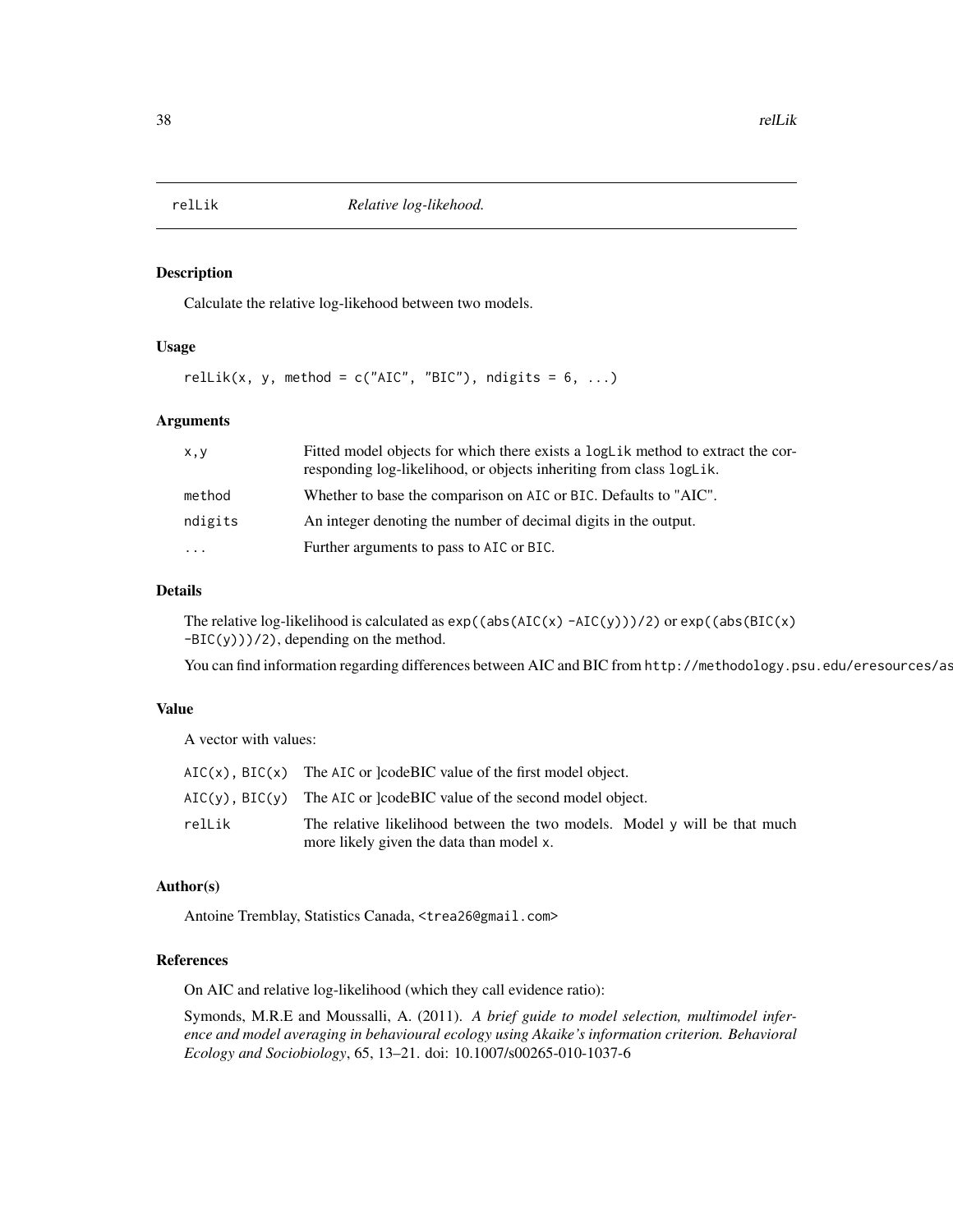relLik *Relative log-likehood.*

## Description

Calculate the relative log-likehood between two models.

## Usage

```
relLik(x, y, method = c("AIC", "BIC"), ndigits = 6, ...)
```

## Arguments

| | |
|---|---|
| x,y | Fitted model objects for which there exists a `logLik` method to extract the corresponding log-likelihood, or objects inheriting from class `logLik`. |
| method | Whether to base the comparison on `AIC` or `BIC`. Defaults to "AIC". |
| ndigits | An integer denoting the number of decimal digits in the output. |
| ... | Further arguments to pass to `AIC` or `BIC`. |

## Details

The relative log-likelihood is calculated as `exp((abs(AIC(x) -AIC(y)))/2)` or `exp((abs(BIC(x) -BIC(y)))/2)`, depending on the method.

You can find information regarding differences between AIC and BIC from `http://methodology.psu.edu/eresources/as`

## Value

A vector with values:

| | |
|---|---|
| AIC(x), BIC(x) | The `AIC` or ]codeBIC value of the first model object. |
| AIC(y), BIC(y) | The `AIC` or ]codeBIC value of the second model object. |
| relLik | The relative likelihood between the two models. Model `y` will be that much more likely given the data than model `x`. |

## Author(s)

Antoine Tremblay, Statistics Canada, <trea26@gmail.com>

## References

On AIC and relative log-likelihood (which they call evidence ratio):

Symonds, M.R.E and Moussalli, A. (2011). *A brief guide to model selection, multimodel inference and model averaging in behavioural ecology using Akaike's information criterion. Behavioral Ecology and Sociobiology*, 65, 13–21. doi: 10.1007/s00265-010-1037-6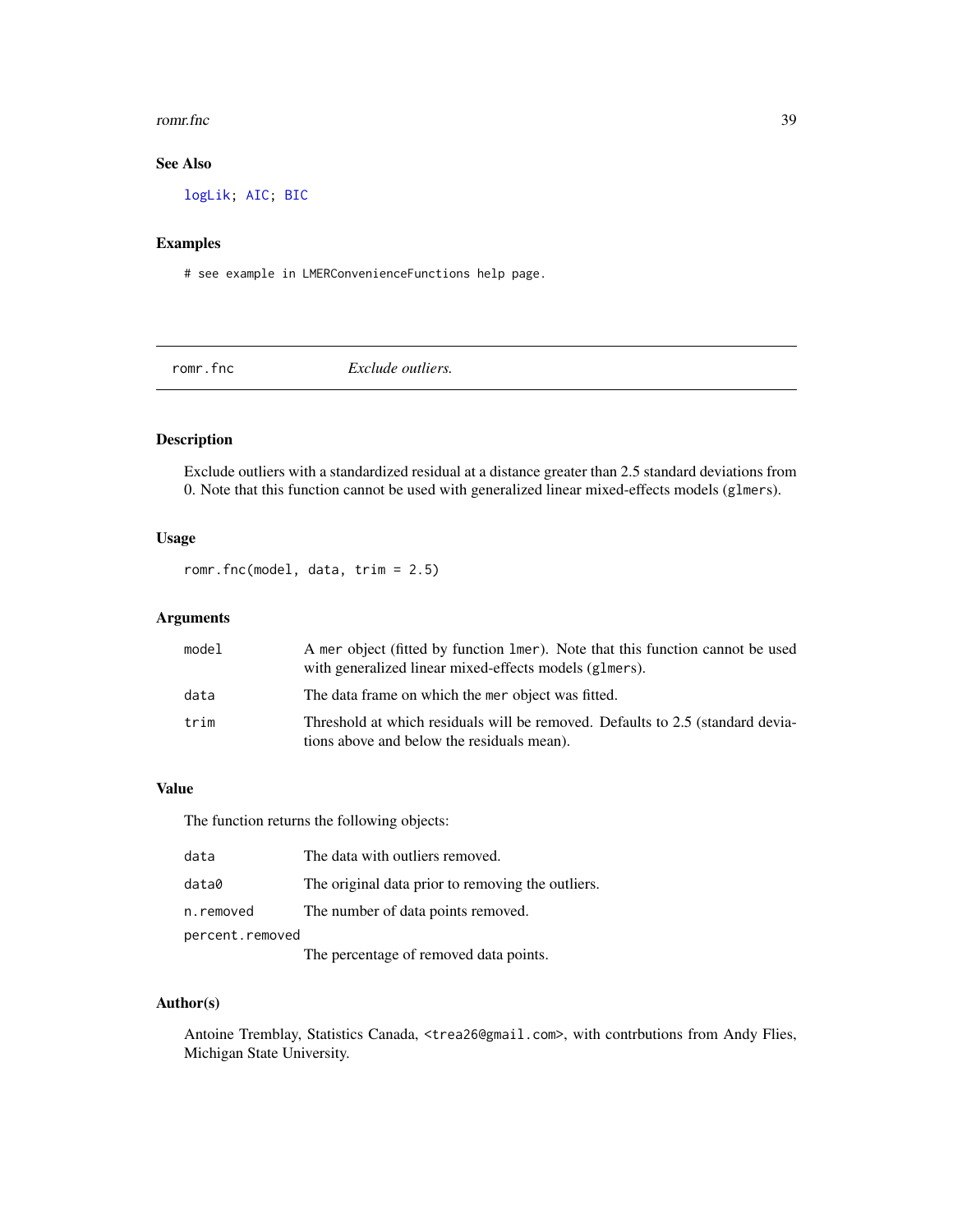### See Also

logLik; AIC; BIC

### Examples

```
# see example in LMERConvenienceFunctions help page.
```

---

## romr.fnc *Exclude outliers.*

---

### Description

Exclude outliers with a standardized residual at a distance greater than 2.5 standard deviations from 0. Note that this function cannot be used with generalized linear mixed-effects models (`glmer`s).

### Usage

```
romr.fnc(model, data, trim = 2.5)
```

### Arguments

| | |
|---|---|
| `model` | A `mer` object (fitted by function `lmer`). Note that this function cannot be used with generalized linear mixed-effects models (`glmer`s). |
| `data` | The data frame on which the `mer` object was fitted. |
| `trim` | Threshold at which residuals will be removed. Defaults to 2.5 (standard deviations above and below the residuals mean). |

### Value

The function returns the following objects:

| | |
|---|---|
| `data` | The data with outliers removed. |
| `data0` | The original data prior to removing the outliers. |
| `n.removed` | The number of data points removed. |
| `percent.removed` | The percentage of removed data points. |

### Author(s)

Antoine Tremblay, Statistics Canada, <trea26@gmail.com>, with contrbutions from Andy Flies, Michigan State University.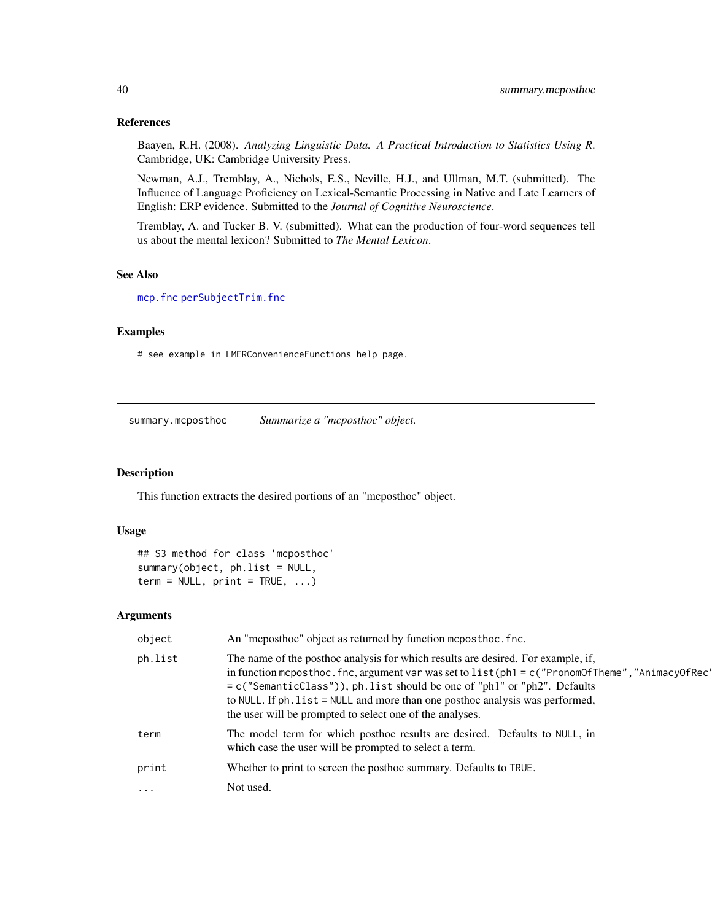## References

Baayen, R.H. (2008). *Analyzing Linguistic Data. A Practical Introduction to Statistics Using R*. Cambridge, UK: Cambridge University Press.

Newman, A.J., Tremblay, A., Nichols, E.S., Neville, H.J., and Ullman, M.T. (submitted). The Influence of Language Proficiency on Lexical-Semantic Processing in Native and Late Learners of English: ERP evidence. Submitted to the *Journal of Cognitive Neuroscience*.

Tremblay, A. and Tucker B. V. (submitted). What can the production of four-word sequences tell us about the mental lexicon? Submitted to *The Mental Lexicon*.

## See Also

`mcp.fnc` `perSubjectTrim.fnc`

## Examples

```
# see example in LMERConvenienceFunctions help page.
```

---

# summary.mcposthoc — *Summarize a "mcposthoc" object.*

## Description

This function extracts the desired portions of an "mcposthoc" object.

## Usage

```
## S3 method for class 'mcposthoc'
summary(object, ph.list = NULL,
term = NULL, print = TRUE, ...)
```

## Arguments

| | |
|---|---|
| `object` | An "mcposthoc" object as returned by function `mcposthoc.fnc`. |
| `ph.list` | The name of the posthoc analysis for which results are desired. For example, if, in function `mcposthoc.fnc`, argument `var` was set to `list(ph1 = c("PronomOfTheme","AnimacyOfRec"` `= c("SemanticClass"))`, `ph.list` should be one of "ph1" or "ph2". Defaults to `NULL`. If `ph.list = NULL` and more than one posthoc analysis was performed, the user will be prompted to select one of the analyses. |
| `term` | The model term for which posthoc results are desired. Defaults to `NULL`, in which case the user will be prompted to select a term. |
| `print` | Whether to print to screen the posthoc summary. Defaults to `TRUE`. |
| `...` | Not used. |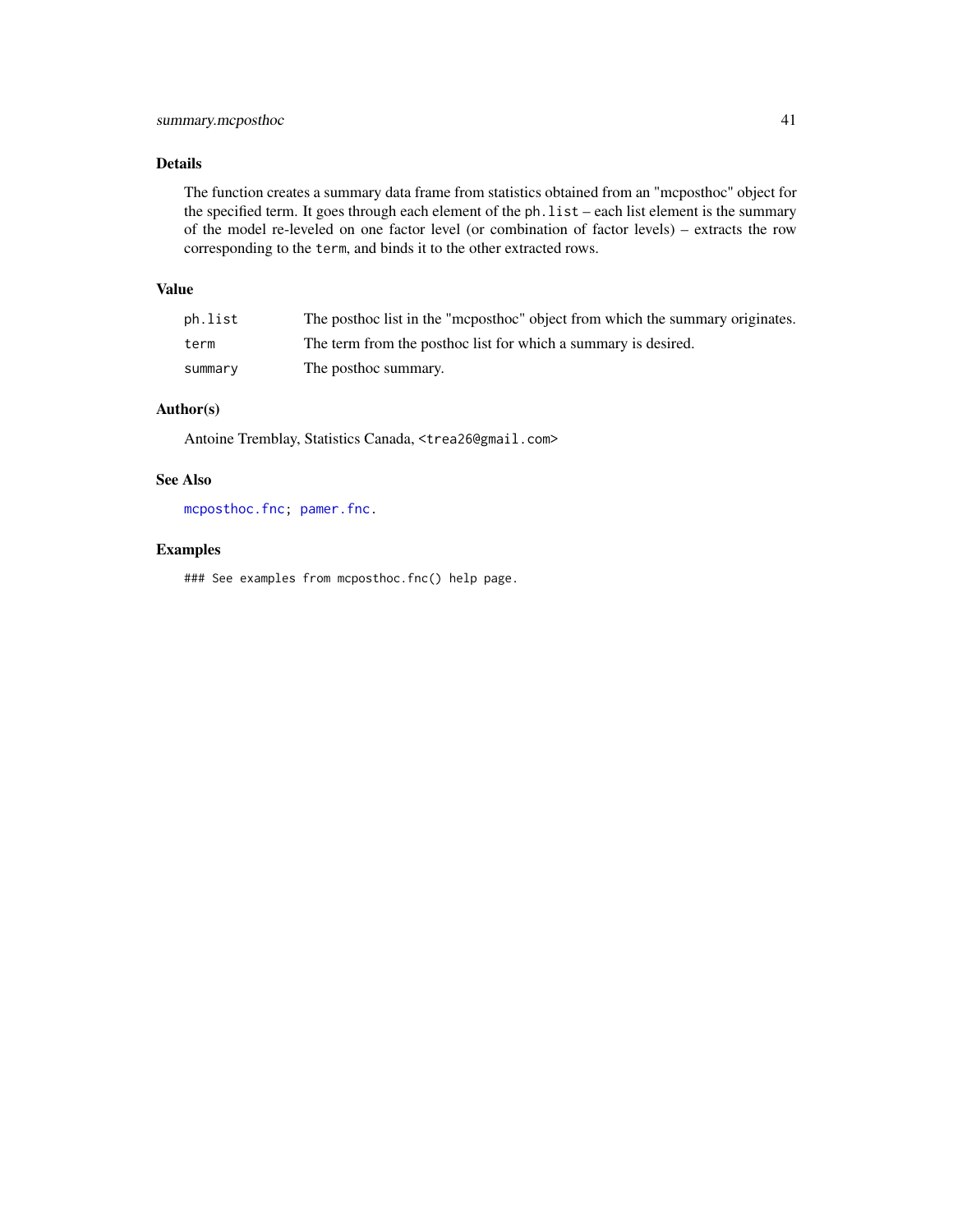## Details

The function creates a summary data frame from statistics obtained from an "mcposthoc" object for the specified term. It goes through each element of the `ph.list` – each list element is the summary of the model re-leveled on one factor level (or combination of factor levels) – extracts the row corresponding to the `term`, and binds it to the other extracted rows.

## Value

| | |
|---|---|
| `ph.list` | The posthoc list in the "mcposthoc" object from which the summary originates. |
| `term` | The term from the posthoc list for which a summary is desired. |
| `summary` | The posthoc summary. |

## Author(s)

Antoine Tremblay, Statistics Canada, <trea26@gmail.com>

## See Also

`mcposthoc.fnc`; `pamer.fnc`.

## Examples

```
### See examples from mcposthoc.fnc() help page.
```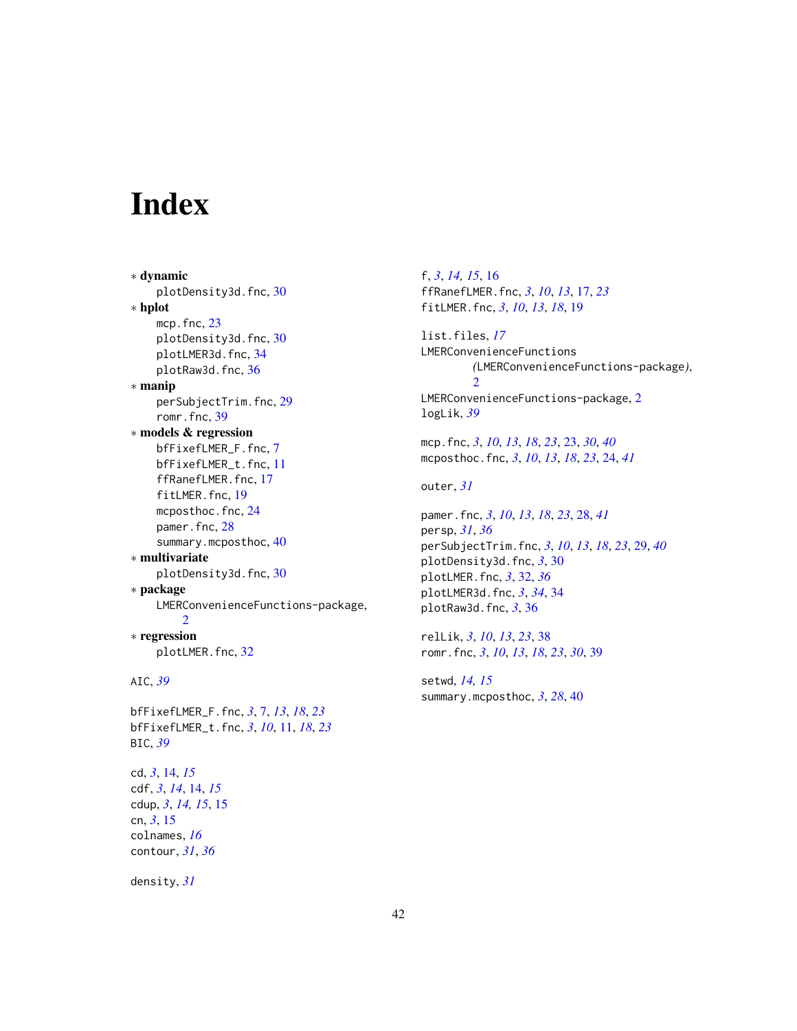# Index

∗ **dynamic**
  plotDensity3d.fnc, 30

∗ **hplot**
  mcp.fnc, 23
  plotDensity3d.fnc, 30
  plotLMER3d.fnc, 34
  plotRaw3d.fnc, 36

∗ **manip**
  perSubjectTrim.fnc, 29
  romr.fnc, 39

∗ **models & regression**
  bfFixefLMER_F.fnc, 7
  bfFixefLMER_t.fnc, 11
  ffRanefLMER.fnc, 17
  fitLMER.fnc, 19
  mcposthoc.fnc, 24
  pamer.fnc, 28
  summary.mcposthoc, 40

∗ **multivariate**
  plotDensity3d.fnc, 30

∗ **package**
  LMERConvenienceFunctions-package, 2

∗ **regression**
  plotLMER.fnc, 32

AIC, *39*

bfFixefLMER_F.fnc, *3*, 7, *13*, *18*, *23*
bfFixefLMER_t.fnc, *3*, *10*, 11, *18*, *23*
BIC, *39*

cd, *3*, 14, *15*
cdf, *3*, *14*, 14, *15*
cdup, *3*, *14, 15*, 15
cn, *3*, 15
colnames, *16*
contour, *31*, *36*

density, *31*

f, *3*, *14, 15*, 16
ffRanefLMER.fnc, *3*, *10*, *13*, 17, *23*
fitLMER.fnc, *3*, *10*, *13*, *18*, 19

list.files, *17*
LMERConvenienceFunctions (LMERConvenienceFunctions-package), 2
LMERConvenienceFunctions-package, 2
logLik, *39*

mcp.fnc, *3*, *10*, *13*, *18*, *23*, 23, *30*, *40*
mcposthoc.fnc, *3*, *10*, *13*, *18*, *23*, 24, *41*

outer, *31*

pamer.fnc, *3*, *10*, *13*, *18*, *23*, 28, *41*
persp, *31*, *36*
perSubjectTrim.fnc, *3*, *10*, *13*, *18*, *23*, 29, *40*
plotDensity3d.fnc, *3*, 30
plotLMER.fnc, *3*, 32, *36*
plotLMER3d.fnc, *3*, *34*, 34
plotRaw3d.fnc, *3*, 36

relLik, *3*, *10*, *13*, *23*, 38
romr.fnc, *3*, *10*, *13*, *18*, *23*, *30*, 39

setwd, *14, 15*
summary.mcposthoc, *3*, *28*, 40